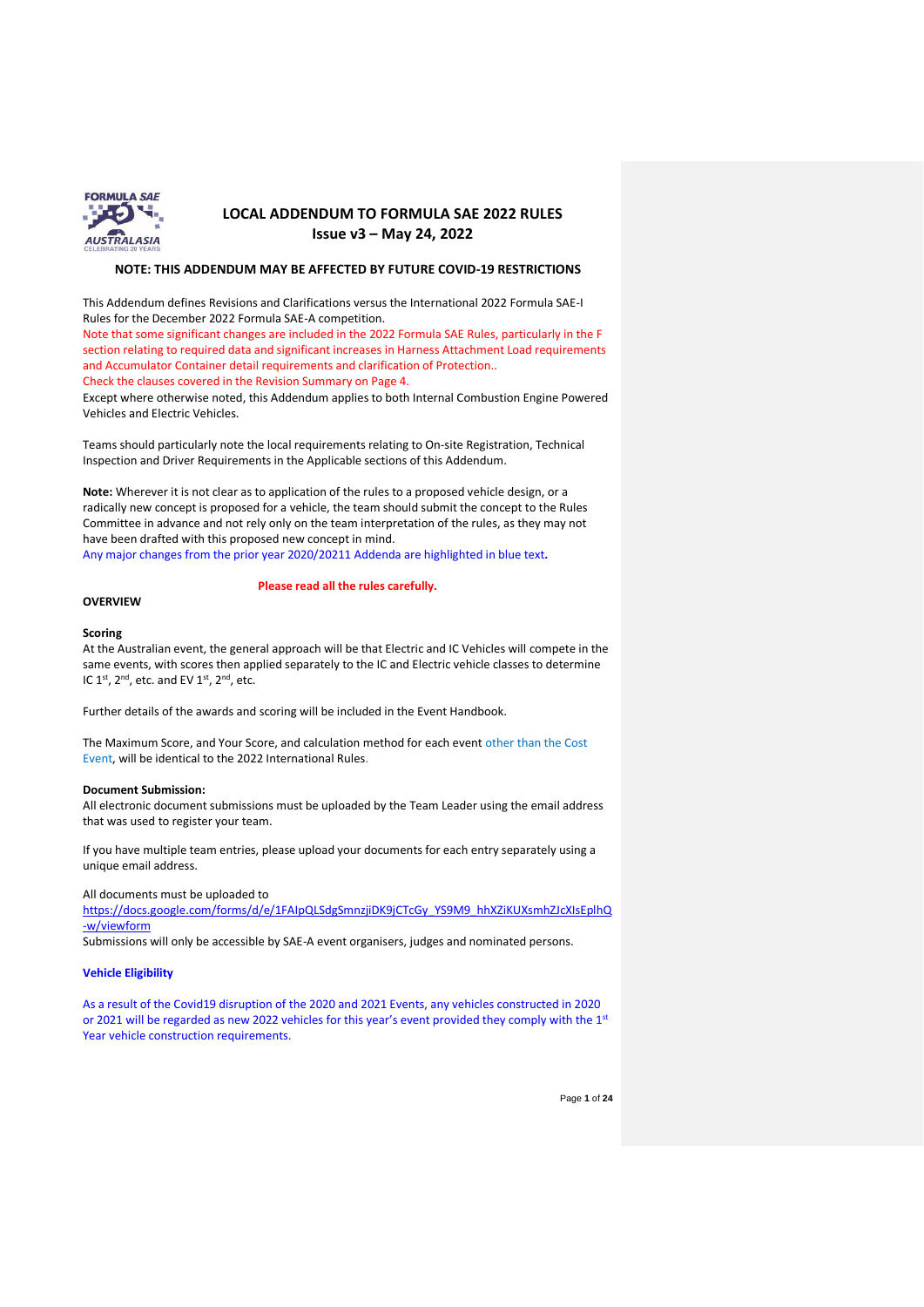# LOCAL ADDENDUM TO FORMULA SAE 2022 RULES

## Issue v3 – May 24, 2022

**NOTE: THIS ADDENDUM MAY BE AFFECTED BY FUTURE COVID-19 RESTRICTIONS**

This Addendum defines Revisions and Clarifications versus the International 2022 Formula SAE-I Rules for the December 2022 Formula SAE-A competition.
Note that some significant changes are included in the 2022 Formula SAE Rules, particularly in the F section relating to required data and significant increases in Harness Attachment Load requirements and Accumulator Container detail requirements and clarification of Protection..
Check the clauses covered in the Revision Summary on Page 4.
Except where otherwise noted, this Addendum applies to both Internal Combustion Engine Powered Vehicles and Electric Vehicles.

Teams should particularly note the local requirements relating to On-site Registration, Technical Inspection and Driver Requirements in the Applicable sections of this Addendum.

**Note:** Wherever it is not clear as to application of the rules to a proposed vehicle design, or a radically new concept is proposed for a vehicle, the team should submit the concept to the Rules Committee in advance and not rely only on the team interpretation of the rules, as they may not have been drafted with this proposed new concept in mind.
Any major changes from the prior year 2020/20211 Addenda are highlighted in blue text**.**

**Please read all the rules carefully.**

**OVERVIEW**

**Scoring**
At the Australian event, the general approach will be that Electric and IC Vehicles will compete in the same events, with scores then applied separately to the IC and Electric vehicle classes to determine IC 1st, 2nd, etc. and EV 1st, 2nd, etc.

Further details of the awards and scoring will be included in the Event Handbook.

The Maximum Score, and Your Score, and calculation method for each event other than the Cost Event, will be identical to the 2022 International Rules.

**Document Submission:**
All electronic document submissions must be uploaded by the Team Leader using the email address that was used to register your team.

If you have multiple team entries, please upload your documents for each entry separately using a unique email address.

All documents must be uploaded to
https://docs.google.com/forms/d/e/1FAIpQLSdgSmnzjiDK9jCTcGy_YS9M9_hhXZiKUXsmhZJcXIsEplhQ-w/viewform
Submissions will only be accessible by SAE-A event organisers, judges and nominated persons.

**Vehicle Eligibility**

As a result of the Covid19 disruption of the 2020 and 2021 Events, any vehicles constructed in 2020 or 2021 will be regarded as new 2022 vehicles for this year's event provided they comply with the 1st Year vehicle construction requirements.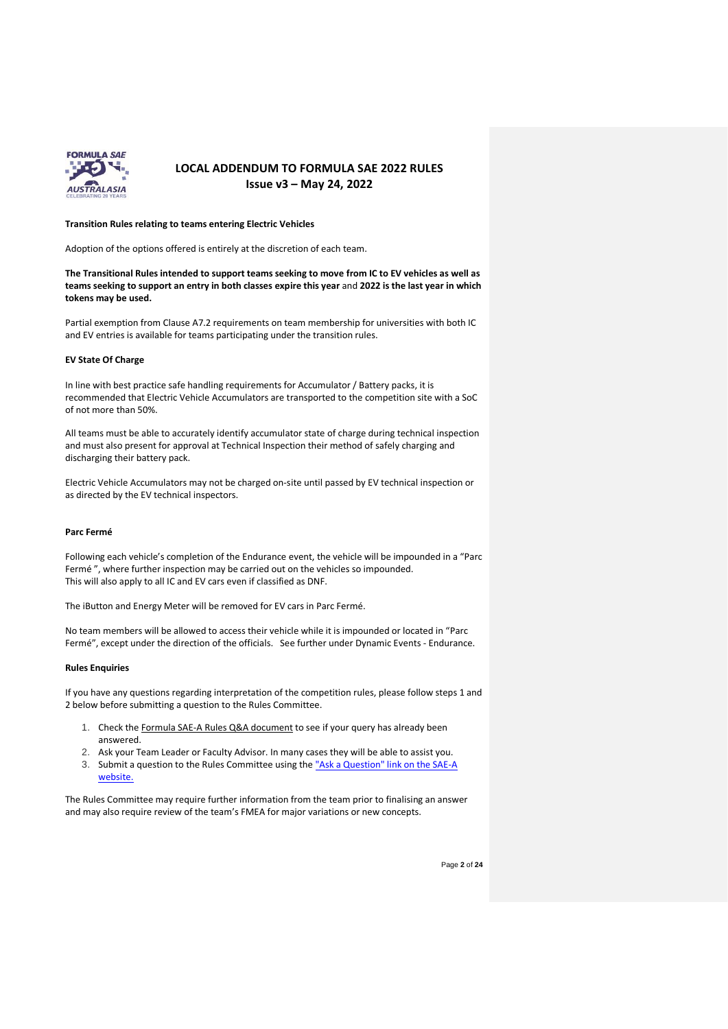## LOCAL ADDENDUM TO FORMULA SAE 2022 RULES

**Issue v3 – May 24, 2022**

**Transition Rules relating to teams entering Electric Vehicles**

Adoption of the options offered is entirely at the discretion of each team.

**The Transitional Rules intended to support teams seeking to move from IC to EV vehicles as well as teams seeking to support an entry in both classes expire this year** and **2022 is the last year in which tokens may be used.**

Partial exemption from Clause A7.2 requirements on team membership for universities with both IC and EV entries is available for teams participating under the transition rules.

**EV State Of Charge**

In line with best practice safe handling requirements for Accumulator / Battery packs, it is recommended that Electric Vehicle Accumulators are transported to the competition site with a SoC of not more than 50%.

All teams must be able to accurately identify accumulator state of charge during technical inspection and must also present for approval at Technical Inspection their method of safely charging and discharging their battery pack.

Electric Vehicle Accumulators may not be charged on-site until passed by EV technical inspection or as directed by the EV technical inspectors.

**Parc Fermé**

Following each vehicle's completion of the Endurance event, the vehicle will be impounded in a "Parc Fermé ", where further inspection may be carried out on the vehicles so impounded.
This will also apply to all IC and EV cars even if classified as DNF.

The iButton and Energy Meter will be removed for EV cars in Parc Fermé.

No team members will be allowed to access their vehicle while it is impounded or located in "Parc Fermé", except under the direction of the officials. See further under Dynamic Events - Endurance.

**Rules Enquiries**

If you have any questions regarding interpretation of the competition rules, please follow steps 1 and 2 below before submitting a question to the Rules Committee.

1. Check the Formula SAE-A Rules Q&A document to see if your query has already been answered.
2. Ask your Team Leader or Faculty Advisor. In many cases they will be able to assist you.
3. Submit a question to the Rules Committee using the "Ask a Question" link on the SAE-A website.

The Rules Committee may require further information from the team prior to finalising an answer and may also require review of the team's FMEA for major variations or new concepts.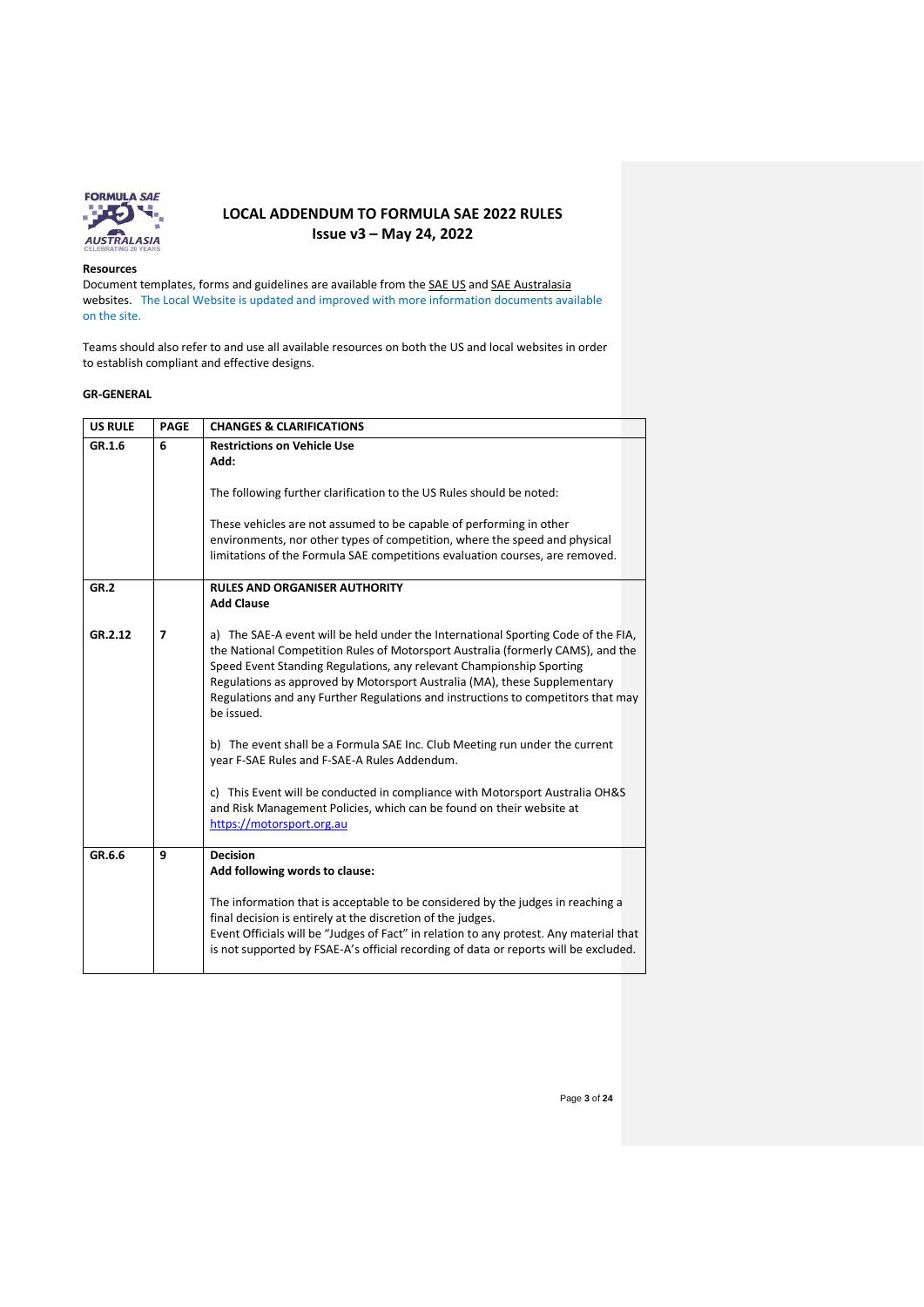# LOCAL ADDENDUM TO FORMULA SAE 2022 RULES

**Issue v3 – May 24, 2022**

**Resources**

Document templates, forms and guidelines are available from the SAE US and SAE Australasia websites. The Local Website is updated and improved with more information documents available on the site.

Teams should also refer to and use all available resources on both the US and local websites in order to establish compliant and effective designs.

**GR-GENERAL**

| US RULE | PAGE | CHANGES & CLARIFICATIONS |
|---|---|---|
| **GR.1.6** | **6** | **Restrictions on Vehicle Use**<br>**Add:**<br><br>The following further clarification to the US Rules should be noted:<br><br>These vehicles are not assumed to be capable of performing in other environments, nor other types of competition, where the speed and physical limitations of the Formula SAE competitions evaluation courses, are removed. |
| **GR.2** | | **RULES AND ORGANISER AUTHORITY**<br>**Add Clause** |
| **GR.2.12** | **7** | a) The SAE-A event will be held under the International Sporting Code of the FIA, the National Competition Rules of Motorsport Australia (formerly CAMS), and the Speed Event Standing Regulations, any relevant Championship Sporting Regulations as approved by Motorsport Australia (MA), these Supplementary Regulations and any Further Regulations and instructions to competitors that may be issued.<br><br>b) The event shall be a Formula SAE Inc. Club Meeting run under the current year F-SAE Rules and F-SAE-A Rules Addendum.<br><br>c) This Event will be conducted in compliance with Motorsport Australia OH&S and Risk Management Policies, which can be found on their website at https://motorsport.org.au |
| **GR.6.6** | **9** | **Decision**<br>**Add following words to clause:**<br><br>The information that is acceptable to be considered by the judges in reaching a final decision is entirely at the discretion of the judges.<br>Event Officials will be "Judges of Fact" in relation to any protest. Any material that is not supported by FSAE-A's official recording of data or reports will be excluded. |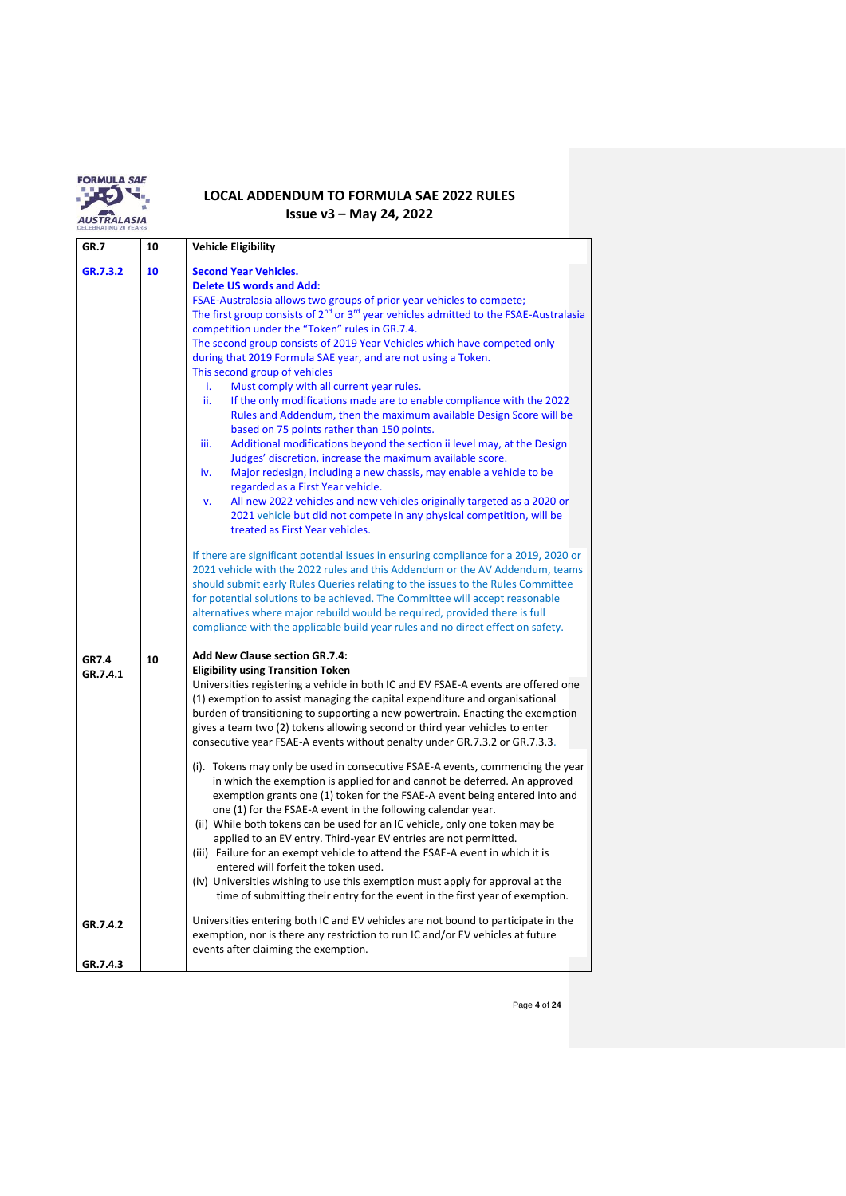# LOCAL ADDENDUM TO FORMULA SAE 2022 RULES

**Issue v3 – May 24, 2022**

| GR.7 | 10 | **Vehicle Eligibility** |
|---|---|---|
| GR.7.3.2 | 10 | **Second Year Vehicles.**<br>**Delete US words and Add:**<br>FSAE-Australasia allows two groups of prior year vehicles to compete;<br>The first group consists of 2nd or 3rd year vehicles admitted to the FSAE-Australasia competition under the “Token” rules in GR.7.4.<br>The second group consists of 2019 Year Vehicles which have competed only during that 2019 Formula SAE year, and are not using a Token.<br>This second group of vehicles<br>i. Must comply with all current year rules.<br>ii. If the only modifications made are to enable compliance with the 2022 Rules and Addendum, then the maximum available Design Score will be based on 75 points rather than 150 points.<br>iii. Additional modifications beyond the section ii level may, at the Design Judges’ discretion, increase the maximum available score.<br>iv. Major redesign, including a new chassis, may enable a vehicle to be regarded as a First Year vehicle.<br>v. All new 2022 vehicles and new vehicles originally targeted as a 2020 or 2021 vehicle but did not compete in any physical competition, will be treated as First Year vehicles.<br><br>If there are significant potential issues in ensuring compliance for a 2019, 2020 or 2021 vehicle with the 2022 rules and this Addendum or the AV Addendum, teams should submit early Rules Queries relating to the issues to the Rules Committee for potential solutions to be achieved. The Committee will accept reasonable alternatives where major rebuild would be required, provided there is full compliance with the applicable build year rules and no direct effect on safety. |
| GR7.4<br>GR.7.4.1 | 10 | **Add New Clause section GR.7.4:**<br>**Eligibility using Transition Token**<br>Universities registering a vehicle in both IC and EV FSAE-A events are offered one (1) exemption to assist managing the capital expenditure and organisational burden of transitioning to supporting a new powertrain. Enacting the exemption gives a team two (2) tokens allowing second or third year vehicles to enter consecutive year FSAE-A events without penalty under GR.7.3.2 or GR.7.3.3.<br><br>(i). Tokens may only be used in consecutive FSAE-A events, commencing the year in which the exemption is applied for and cannot be deferred. An approved exemption grants one (1) token for the FSAE-A event being entered into and one (1) for the FSAE-A event in the following calendar year.<br>(ii) While both tokens can be used for an IC vehicle, only one token may be applied to an EV entry. Third-year EV entries are not permitted.<br>(iii) Failure for an exempt vehicle to attend the FSAE-A event in which it is entered will forfeit the token used.<br>(iv) Universities wishing to use this exemption must apply for approval at the time of submitting their entry for the event in the first year of exemption. |
| GR.7.4.2 | | Universities entering both IC and EV vehicles are not bound to participate in the exemption, nor is there any restriction to run IC and/or EV vehicles at future events after claiming the exemption. |
| GR.7.4.3 | | |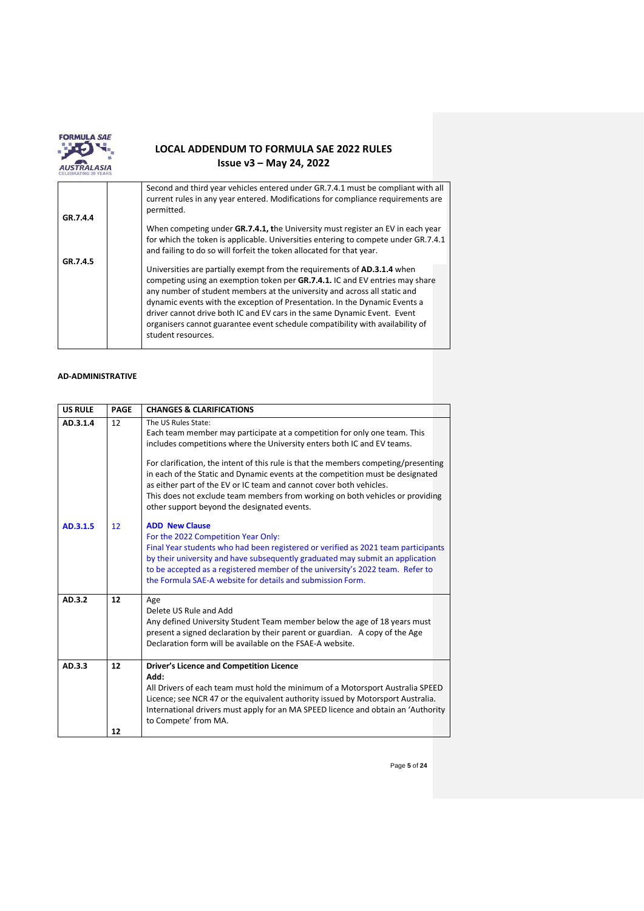| | | |
|---|---|---|
| GR.7.4.4<br><br>GR.7.4.5 | | Second and third year vehicles entered under GR.7.4.1 must be compliant with all current rules in any year entered. Modifications for compliance requirements are permitted.<br><br>When competing under **GR.7.4.1, t**he University must register an EV in each year for which the token is applicable. Universities entering to compete under GR.7.4.1 and failing to do so will forfeit the token allocated for that year.<br><br>Universities are partially exempt from the requirements of **AD.3.1.4** when competing using an exemption token per **GR.7.4.1.** IC and EV entries may share any number of student members at the university and across all static and dynamic events with the exception of Presentation. In the Dynamic Events a driver cannot drive both IC and EV cars in the same Dynamic Event. Event organisers cannot guarantee event schedule compatibility with availability of student resources. |

**AD-ADMINISTRATIVE**

| US RULE | PAGE | CHANGES & CLARIFICATIONS |
|---|---|---|
| **AD.3.1.4**<br><br><br><br><br><br><br><br>**AD.3.1.5** | 12<br><br><br><br><br><br><br><br>12 | The US Rules State:<br>Each team member may participate at a competition for only one team. This includes competitions where the University enters both IC and EV teams.<br><br>For clarification, the intent of this rule is that the members competing/presenting in each of the Static and Dynamic events at the competition must be designated as either part of the EV or IC team and cannot cover both vehicles.<br>This does not exclude team members from working on both vehicles or providing other support beyond the designated events.<br><br>**ADD New Clause**<br>For the 2022 Competition Year Only:<br>Final Year students who had been registered or verified as 2021 team participants by their university and have subsequently graduated may submit an application to be accepted as a registered member of the university's 2022 team. Refer to the Formula SAE-A website for details and submission Form. |
| **AD.3.2** | **12** | Age<br>Delete US Rule and Add<br>Any defined University Student Team member below the age of 18 years must present a signed declaration by their parent or guardian. A copy of the Age Declaration form will be available on the FSAE-A website. |
| **AD.3.3** | **12**<br><br><br><br><br><br>**12** | **Driver's Licence and Competition Licence**<br>**Add:**<br>All Drivers of each team must hold the minimum of a Motorsport Australia SPEED Licence; see NCR 47 or the equivalent authority issued by Motorsport Australia. International drivers must apply for an MA SPEED licence and obtain an 'Authority to Compete' from MA. |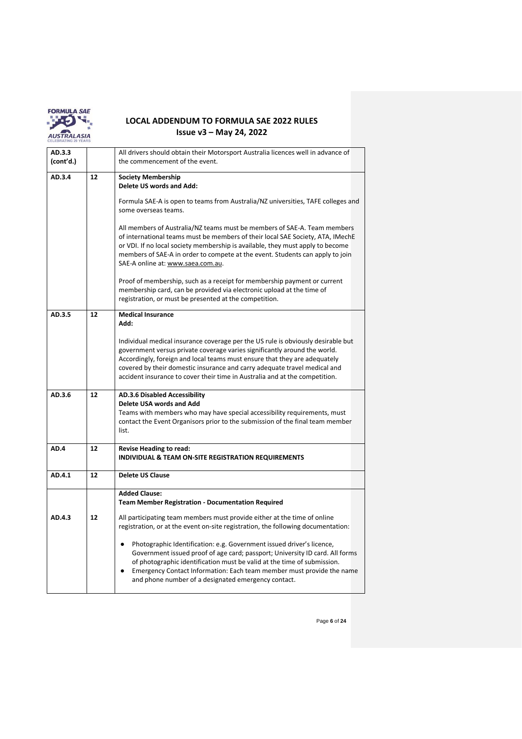| AD.3.3 (cont'd.) | | All drivers should obtain their Motorsport Australia licences well in advance of the commencement of the event. |
|---|---|---|
| AD.3.4 | 12 | **Society Membership**<br>**Delete US words and Add:**<br><br>Formula SAE-A is open to teams from Australia/NZ universities, TAFE colleges and some overseas teams.<br><br>All members of Australia/NZ teams must be members of SAE-A. Team members of international teams must be members of their local SAE Society, ATA, IMechE or VDI. If no local society membership is available, they must apply to become members of SAE-A in order to compete at the event. Students can apply to join SAE-A online at: www.saea.com.au.<br><br>Proof of membership, such as a receipt for membership payment or current membership card, can be provided via electronic upload at the time of registration, or must be presented at the competition. |
| AD.3.5 | 12 | **Medical Insurance**<br>**Add:**<br><br>Individual medical insurance coverage per the US rule is obviously desirable but government versus private coverage varies significantly around the world. Accordingly, foreign and local teams must ensure that they are adequately covered by their domestic insurance and carry adequate travel medical and accident insurance to cover their time in Australia and at the competition. |
| AD.3.6 | 12 | **AD.3.6 Disabled Accessibility**<br>**Delete USA words and Add**<br>Teams with members who may have special accessibility requirements, must contact the Event Organisors prior to the submission of the final team member list. |
| AD.4 | 12 | **Revise Heading to read:**<br>**INDIVIDUAL & TEAM ON-SITE REGISTRATION REQUIREMENTS** |
| AD.4.1 | 12 | **Delete US Clause** |
| AD.4.3 | 12 | **Added Clause:**<br>**Team Member Registration - Documentation Required**<br><br>All participating team members must provide either at the time of online registration, or at the event on-site registration, the following documentation:<br><br>• Photographic Identification: e.g. Government issued driver's licence, Government issued proof of age card; passport; University ID card. All forms of photographic identification must be valid at the time of submission.<br>• Emergency Contact Information: Each team member must provide the name and phone number of a designated emergency contact. |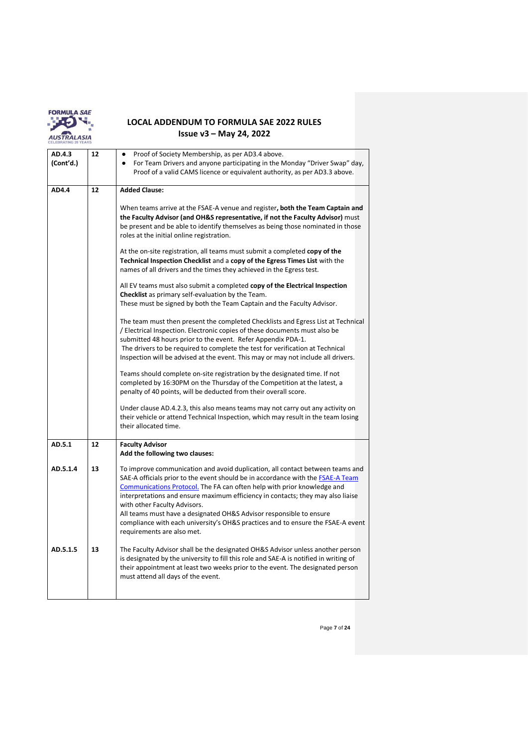# LOCAL ADDENDUM TO FORMULA SAE 2022 RULES
## Issue v3 – May 24, 2022

| | | |
|---|---|---|
| **AD.4.3 (Cont'd.)** | **12** | • Proof of Society Membership, as per AD3.4 above.<br>• For Team Drivers and anyone participating in the Monday "Driver Swap" day, Proof of a valid CAMS licence or equivalent authority, as per AD3.3 above. |
| **AD4.4** | **12** | **Added Clause:**<br><br>When teams arrive at the FSAE-A venue and register**, both the Team Captain and the Faculty Advisor (and OH&S representative, if not the Faculty Advisor)** must be present and be able to identify themselves as being those nominated in those roles at the initial online registration.<br><br>At the on-site registration, all teams must submit a completed **copy of the Technical Inspection Checklist** and a **copy of the Egress Times List** with the names of all drivers and the times they achieved in the Egress test.<br><br>All EV teams must also submit a completed **copy of the Electrical Inspection Checklist** as primary self-evaluation by the Team.<br>These must be signed by both the Team Captain and the Faculty Advisor.<br><br>The team must then present the completed Checklists and Egress List at Technical / Electrical Inspection. Electronic copies of these documents must also be submitted 48 hours prior to the event. Refer Appendix PDA-1.<br>The drivers to be required to complete the test for verification at Technical Inspection will be advised at the event. This may or may not include all drivers.<br><br>Teams should complete on-site registration by the designated time. If not completed by 16:30PM on the Thursday of the Competition at the latest, a penalty of 40 points, will be deducted from their overall score.<br><br>Under clause AD.4.2.3, this also means teams may not carry out any activity on their vehicle or attend Technical Inspection, which may result in the team losing their allocated time. |
| **AD.5.1** | **12** | **Faculty Advisor**<br>**Add the following two clauses:** |
| **AD.5.1.4** | **13** | To improve communication and avoid duplication, all contact between teams and SAE-A officials prior to the event should be in accordance with the [FSAE-A Team Communications Protocol.]() The FA can often help with prior knowledge and interpretations and ensure maximum efficiency in contacts; they may also liaise with other Faculty Advisors.<br>All teams must have a designated OH&S Advisor responsible to ensure compliance with each university's OH&S practices and to ensure the FSAE-A event requirements are also met. |
| **AD.5.1.5** | **13** | The Faculty Advisor shall be the designated OH&S Advisor unless another person is designated by the university to fill this role and SAE-A is notified in writing of their appointment at least two weeks prior to the event. The designated person must attend all days of the event. |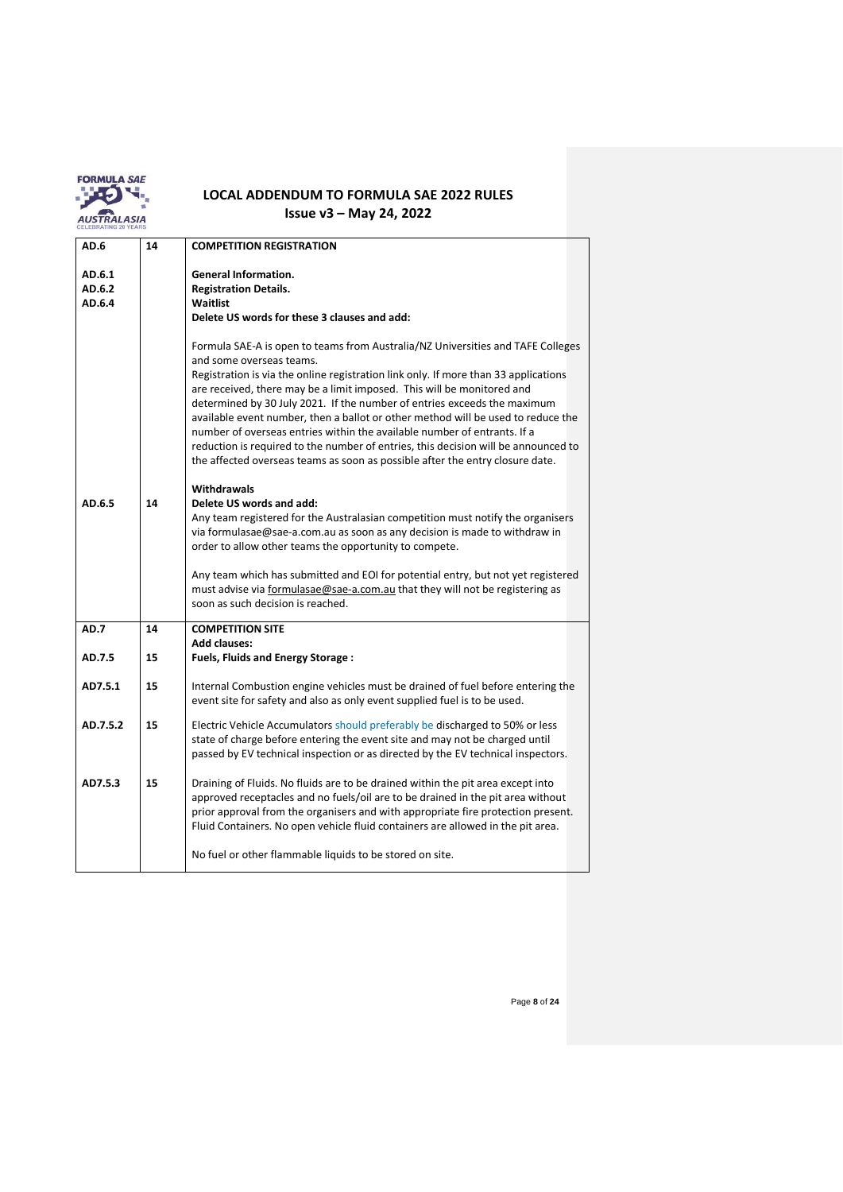| | | |
|---|---|---|
| **AD.6** | **14** | **COMPETITION REGISTRATION** |
| **AD.6.1**<br>**AD.6.2**<br>**AD.6.4** | | **General Information.**<br>**Registration Details.**<br>**Waitlist**<br>**Delete US words for these 3 clauses and add:**<br><br>Formula SAE-A is open to teams from Australia/NZ Universities and TAFE Colleges and some overseas teams.<br>Registration is via the online registration link only. If more than 33 applications are received, there may be a limit imposed. This will be monitored and determined by 30 July 2021. If the number of entries exceeds the maximum available event number, then a ballot or other method will be used to reduce the number of overseas entries within the available number of entrants. If a reduction is required to the number of entries, this decision will be announced to the affected overseas teams as soon as possible after the entry closure date. |
| **AD.6.5** | **14** | **Withdrawals**<br>**Delete US words and add:**<br>Any team registered for the Australasian competition must notify the organisers via formulasae@sae-a.com.au as soon as any decision is made to withdraw in order to allow other teams the opportunity to compete.<br><br>Any team which has submitted and EOI for potential entry, but not yet registered must advise via formulasae@sae-a.com.au that they will not be registering as soon as such decision is reached. |
| **AD.7** | **14** | **COMPETITION SITE**<br>**Add clauses:** |
| **AD.7.5** | **15** | **Fuels, Fluids and Energy Storage :** |
| **AD7.5.1** | **15** | Internal Combustion engine vehicles must be drained of fuel before entering the event site for safety and also as only event supplied fuel is to be used. |
| **AD.7.5.2** | **15** | Electric Vehicle Accumulators should preferably be discharged to 50% or less state of charge before entering the event site and may not be charged until passed by EV technical inspection or as directed by the EV technical inspectors. |
| **AD7.5.3** | **15** | Draining of Fluids. No fluids are to be drained within the pit area except into approved receptacles and no fuels/oil are to be drained in the pit area without prior approval from the organisers and with appropriate fire protection present. Fluid Containers. No open vehicle fluid containers are allowed in the pit area.<br><br>No fuel or other flammable liquids to be stored on site. |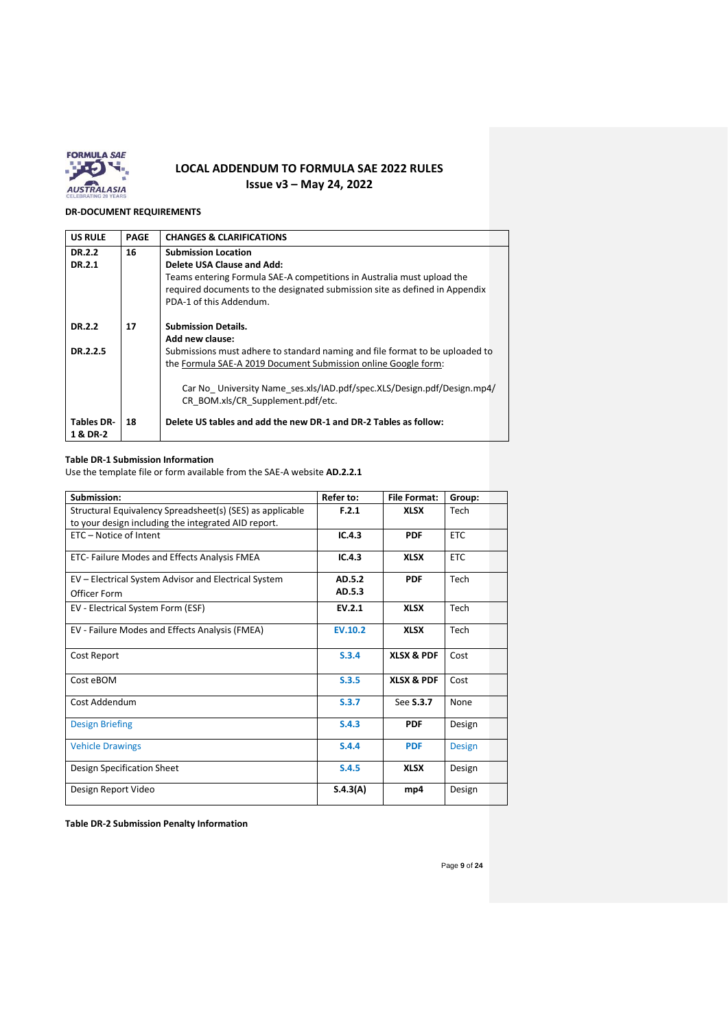# LOCAL ADDENDUM TO FORMULA SAE 2022 RULES
## Issue v3 – May 24, 2022

**DR-DOCUMENT REQUIREMENTS**

| US RULE | PAGE | CHANGES & CLARIFICATIONS |
|---|---|---|
| **DR.2.2**<br>**DR.2.1** | **16** | **Submission Location**<br>**Delete USA Clause and Add:**<br>Teams entering Formula SAE-A competitions in Australia must upload the required documents to the designated submission site as defined in Appendix PDA-1 of this Addendum. |
| **DR.2.2**<br><br>**DR.2.2.5** | **17** | **Submission Details.**<br>**Add new clause:**<br>Submissions must adhere to standard naming and file format to be uploaded to the Formula SAE-A 2019 Document Submission online Google form:<br><br>Car No_ University Name_ses.xls/IAD.pdf/spec.XLS/Design.pdf/Design.mp4/ CR_BOM.xls/CR_Supplement.pdf/etc. |
| **Tables DR-1 & DR-2** | **18** | **Delete US tables and add the new DR-1 and DR-2 Tables as follow:** |

**Table DR-1 Submission Information**

Use the template file or form available from the SAE-A website **AD.2.2.1**

| Submission: | Refer to: | File Format: | Group: |
|---|---|---|---|
| Structural Equivalency Spreadsheet(s) (SES) as applicable to your design including the integrated AID report. | **F.2.1** | **XLSX** | Tech |
| ETC – Notice of Intent | **IC.4.3** | **PDF** | ETC |
| ETC- Failure Modes and Effects Analysis FMEA | **IC.4.3** | **XLSX** | ETC |
| EV – Electrical System Advisor and Electrical System Officer Form | **AD.5.2**<br>**AD.5.3** | **PDF** | Tech |
| EV - Electrical System Form (ESF) | **EV.2.1** | **XLSX** | Tech |
| EV - Failure Modes and Effects Analysis (FMEA) | **EV.10.2** | **XLSX** | Tech |
| Cost Report | **S.3.4** | **XLSX & PDF** | Cost |
| Cost eBOM | **S.3.5** | **XLSX & PDF** | Cost |
| Cost Addendum | **S.3.7** | See **S.3.7** | None |
| Design Briefing | **S.4.3** | **PDF** | Design |
| Vehicle Drawings | **S.4.4** | **PDF** | Design |
| Design Specification Sheet | **S.4.5** | **XLSX** | Design |
| Design Report Video | **S.4.3(A)** | **mp4** | Design |

**Table DR-2 Submission Penalty Information**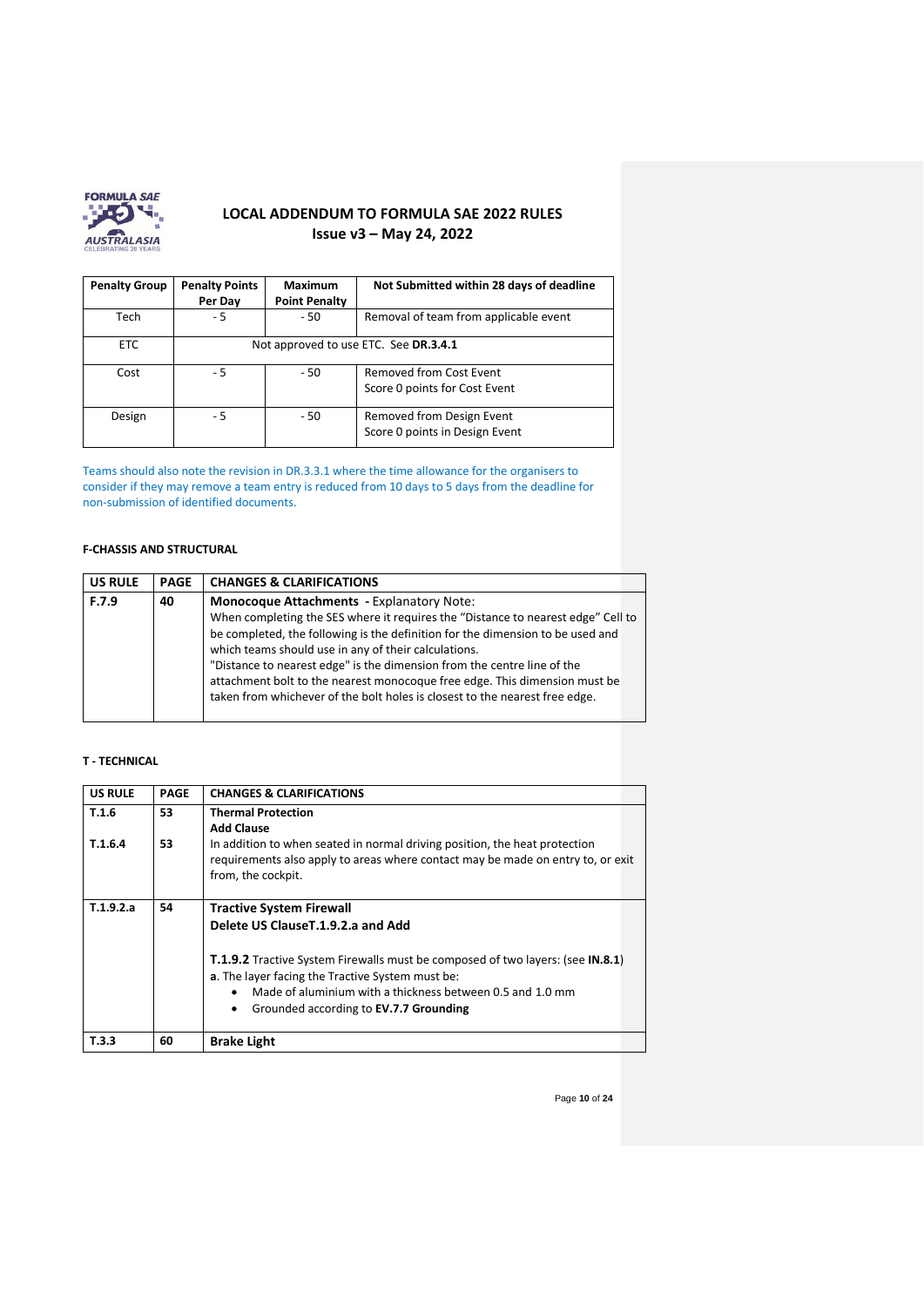# LOCAL ADDENDUM TO FORMULA SAE 2022 RULES
Issue v3 – May 24, 2022

| Penalty Group | Penalty Points Per Day | Maximum Point Penalty | Not Submitted within 28 days of deadline |
|---|---|---|---|
| Tech | - 5 | - 50 | Removal of team from applicable event |
| ETC | Not approved to use ETC. See **DR.3.4.1** | | |
| Cost | - 5 | - 50 | Removed from Cost Event<br>Score 0 points for Cost Event |
| Design | - 5 | - 50 | Removed from Design Event<br>Score 0 points in Design Event |

Teams should also note the revision in DR.3.3.1 where the time allowance for the organisers to consider if they may remove a team entry is reduced from 10 days to 5 days from the deadline for non-submission of identified documents.

#### F-CHASSIS AND STRUCTURAL

| US RULE | PAGE | CHANGES & CLARIFICATIONS |
|---|---|---|
| **F.7.9** | **40** | **Monocoque Attachments** - Explanatory Note:<br>When completing the SES where it requires the "Distance to nearest edge" Cell to be completed, the following is the definition for the dimension to be used and which teams should use in any of their calculations.<br>"Distance to nearest edge" is the dimension from the centre line of the attachment bolt to the nearest monocoque free edge. This dimension must be taken from whichever of the bolt holes is closest to the nearest free edge. |

#### T - TECHNICAL

| US RULE | PAGE | CHANGES & CLARIFICATIONS |
|---|---|---|
| **T.1.6**<br><br>**T.1.6.4** | **53**<br><br>**53** | **Thermal Protection**<br>**Add Clause**<br>In addition to when seated in normal driving position, the heat protection requirements also apply to areas where contact may be made on entry to, or exit from, the cockpit. |
| **T.1.9.2.a** | **54** | **Tractive System Firewall**<br>**Delete US ClauseT.1.9.2.a and Add**<br><br>**T.1.9.2** Tractive System Firewalls must be composed of two layers: (see **IN.8.1**)<br>**a**. The layer facing the Tractive System must be:<br>• Made of aluminium with a thickness between 0.5 and 1.0 mm<br>• Grounded according to **EV.7.7 Grounding** |
| **T.3.3** | **60** | **Brake Light** |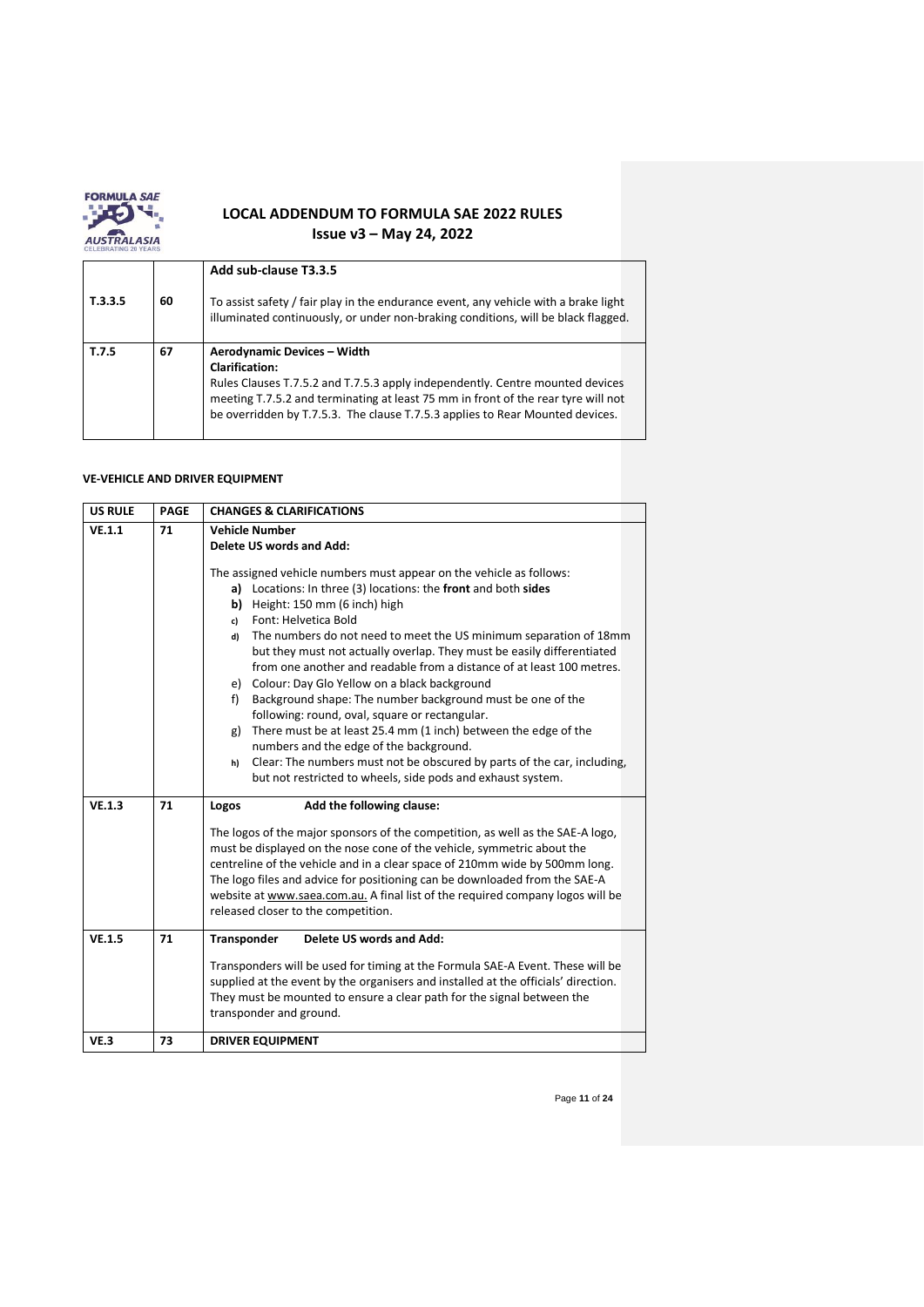| | | |
|---|---|---|
| T.3.3.5 | 60 | **Add sub-clause T3.3.5**<br><br>To assist safety / fair play in the endurance event, any vehicle with a brake light illuminated continuously, or under non-braking conditions, will be black flagged. |
| T.7.5 | 67 | **Aerodynamic Devices – Width**<br>**Clarification:**<br>Rules Clauses T.7.5.2 and T.7.5.3 apply independently. Centre mounted devices meeting T.7.5.2 and terminating at least 75 mm in front of the rear tyre will not be overridden by T.7.5.3. The clause T.7.5.3 applies to Rear Mounted devices. |

**VE-VEHICLE AND DRIVER EQUIPMENT**

| US RULE | PAGE | CHANGES & CLARIFICATIONS |
|---|---|---|
| VE.1.1 | 71 | **Vehicle Number**<br>**Delete US words and Add:**<br><br>The assigned vehicle numbers must appear on the vehicle as follows:<br>**a)** Locations: In three (3) locations: the **front** and both **sides**<br>**b)** Height: 150 mm (6 inch) high<br>c) Font: Helvetica Bold<br>d) The numbers do not need to meet the US minimum separation of 18mm but they must not actually overlap. They must be easily differentiated from one another and readable from a distance of at least 100 metres.<br>e) Colour: Day Glo Yellow on a black background<br>f) Background shape: The number background must be one of the following: round, oval, square or rectangular.<br>g) There must be at least 25.4 mm (1 inch) between the edge of the numbers and the edge of the background.<br>h) Clear: The numbers must not be obscured by parts of the car, including, but not restricted to wheels, side pods and exhaust system. |
| VE.1.3 | 71 | **Logos** **Add the following clause:**<br><br>The logos of the major sponsors of the competition, as well as the SAE-A logo, must be displayed on the nose cone of the vehicle, symmetric about the centreline of the vehicle and in a clear space of 210mm wide by 500mm long. The logo files and advice for positioning can be downloaded from the SAE-A website at www.saea.com.au. A final list of the required company logos will be released closer to the competition. |
| VE.1.5 | 71 | **Transponder** **Delete US words and Add:**<br><br>Transponders will be used for timing at the Formula SAE-A Event. These will be supplied at the event by the organisers and installed at the officials' direction. They must be mounted to ensure a clear path for the signal between the transponder and ground. |
| VE.3 | 73 | **DRIVER EQUIPMENT** |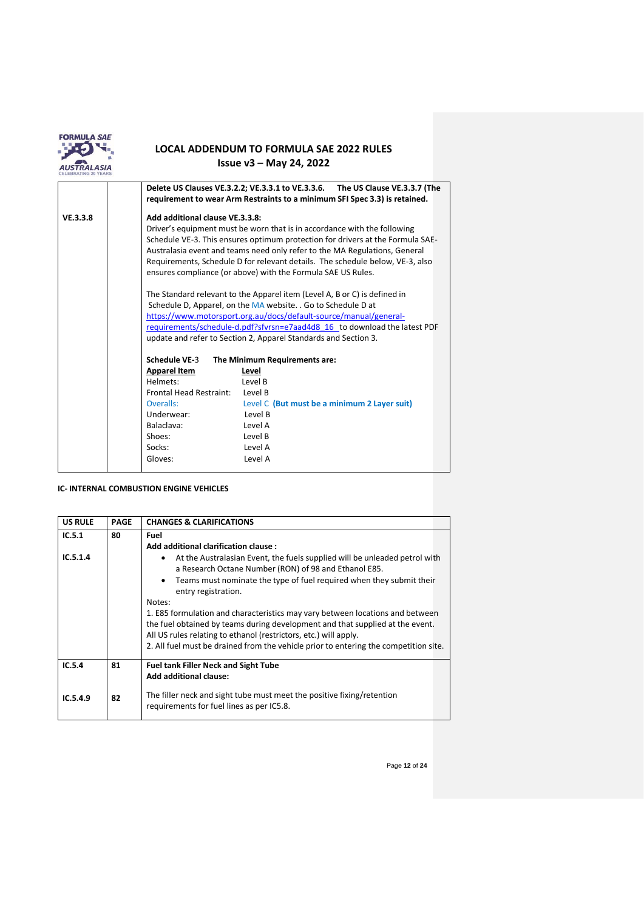| | | |
|---|---|---|
| | | **Delete US Clauses VE.3.2.2; VE.3.3.1 to VE.3.3.6. The US Clause VE.3.3.7 (The requirement to wear Arm Restraints to a minimum SFI Spec 3.3) is retained.** |
| **VE.3.3.8** | | **Add additional clause VE.3.3.8:**<br>Driver's equipment must be worn that is in accordance with the following Schedule VE-3. This ensures optimum protection for drivers at the Formula SAE-Australasia event and teams need only refer to the MA Regulations, General Requirements, Schedule D for relevant details. The schedule below, VE-3, also ensures compliance (or above) with the Formula SAE US Rules.<br><br>The Standard relevant to the Apparel item (Level A, B or C) is defined in Schedule D, Apparel, on the MA website. . Go to Schedule D at https://www.motorsport.org.au/docs/default-source/manual/general-requirements/schedule-d.pdf?sfvrsn=e7aad4d8_16 to download the latest PDF update and refer to Section 2, Apparel Standards and Section 3.<br><br>**Schedule VE-3 The Minimum Requirements are:**<br>**Apparel Item** — **Level**<br>Helmets: Level B<br>Frontal Head Restraint: Level B<br>Overalls: Level C **(But must be a minimum 2 Layer suit)**<br>Underwear: Level B<br>Balaclava: Level A<br>Shoes: Level B<br>Socks: Level A<br>Gloves: Level A |

**IC- INTERNAL COMBUSTION ENGINE VEHICLES**

| US RULE | PAGE | CHANGES & CLARIFICATIONS |
|---|---|---|
| **IC.5.1**<br><br>**IC.5.1.4** | **80** | **Fuel**<br>**Add additional clarification clause :**<br>• At the Australasian Event, the fuels supplied will be unleaded petrol with a Research Octane Number (RON) of 98 and Ethanol E85.<br>• Teams must nominate the type of fuel required when they submit their entry registration.<br>Notes:<br>1. E85 formulation and characteristics may vary between locations and between the fuel obtained by teams during development and that supplied at the event. All US rules relating to ethanol (restrictors, etc.) will apply.<br>2. All fuel must be drained from the vehicle prior to entering the competition site. |
| **IC.5.4**<br><br>**IC.5.4.9** | **81**<br><br>**82** | **Fuel tank Filler Neck and Sight Tube**<br>**Add additional clause:**<br><br>The filler neck and sight tube must meet the positive fixing/retention requirements for fuel lines as per IC5.8. |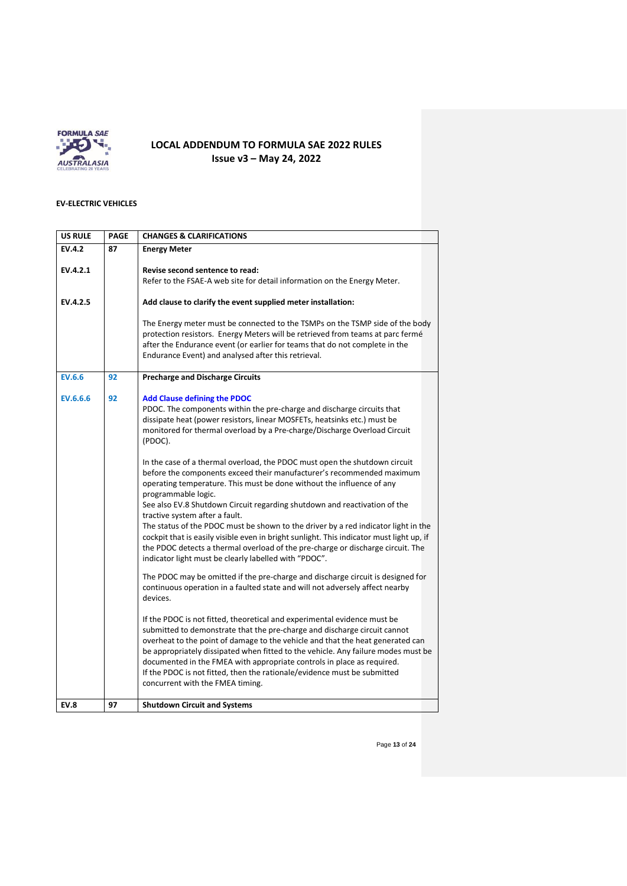# LOCAL ADDENDUM TO FORMULA SAE 2022 RULES
## Issue v3 – May 24, 2022

**EV-ELECTRIC VEHICLES**

| US RULE | PAGE | CHANGES & CLARIFICATIONS |
|---|---|---|
| **EV.4.2** | **87** | **Energy Meter** |
| **EV.4.2.1** | | **Revise second sentence to read:**<br>Refer to the FSAE-A web site for detail information on the Energy Meter. |
| **EV.4.2.5** | | **Add clause to clarify the event supplied meter installation:**<br><br>The Energy meter must be connected to the TSMPs on the TSMP side of the body protection resistors. Energy Meters will be retrieved from teams at parc fermé after the Endurance event (or earlier for teams that do not complete in the Endurance Event) and analysed after this retrieval. |
| **EV.6.6** | **92** | **Precharge and Discharge Circuits** |
| **EV.6.6.6** | **92** | **Add Clause defining the PDOC**<br>PDOC. The components within the pre-charge and discharge circuits that dissipate heat (power resistors, linear MOSFETs, heatsinks etc.) must be monitored for thermal overload by a Pre-charge/Discharge Overload Circuit (PDOC).<br><br>In the case of a thermal overload, the PDOC must open the shutdown circuit before the components exceed their manufacturer's recommended maximum operating temperature. This must be done without the influence of any programmable logic.<br>See also EV.8 Shutdown Circuit regarding shutdown and reactivation of the tractive system after a fault.<br>The status of the PDOC must be shown to the driver by a red indicator light in the cockpit that is easily visible even in bright sunlight. This indicator must light up, if the PDOC detects a thermal overload of the pre-charge or discharge circuit. The indicator light must be clearly labelled with "PDOC".<br><br>The PDOC may be omitted if the pre-charge and discharge circuit is designed for continuous operation in a faulted state and will not adversely affect nearby devices.<br><br>If the PDOC is not fitted, theoretical and experimental evidence must be submitted to demonstrate that the pre-charge and discharge circuit cannot overheat to the point of damage to the vehicle and that the heat generated can be appropriately dissipated when fitted to the vehicle. Any failure modes must be documented in the FMEA with appropriate controls in place as required.<br>If the PDOC is not fitted, then the rationale/evidence must be submitted concurrent with the FMEA timing. |
| **EV.8** | **97** | **Shutdown Circuit and Systems** |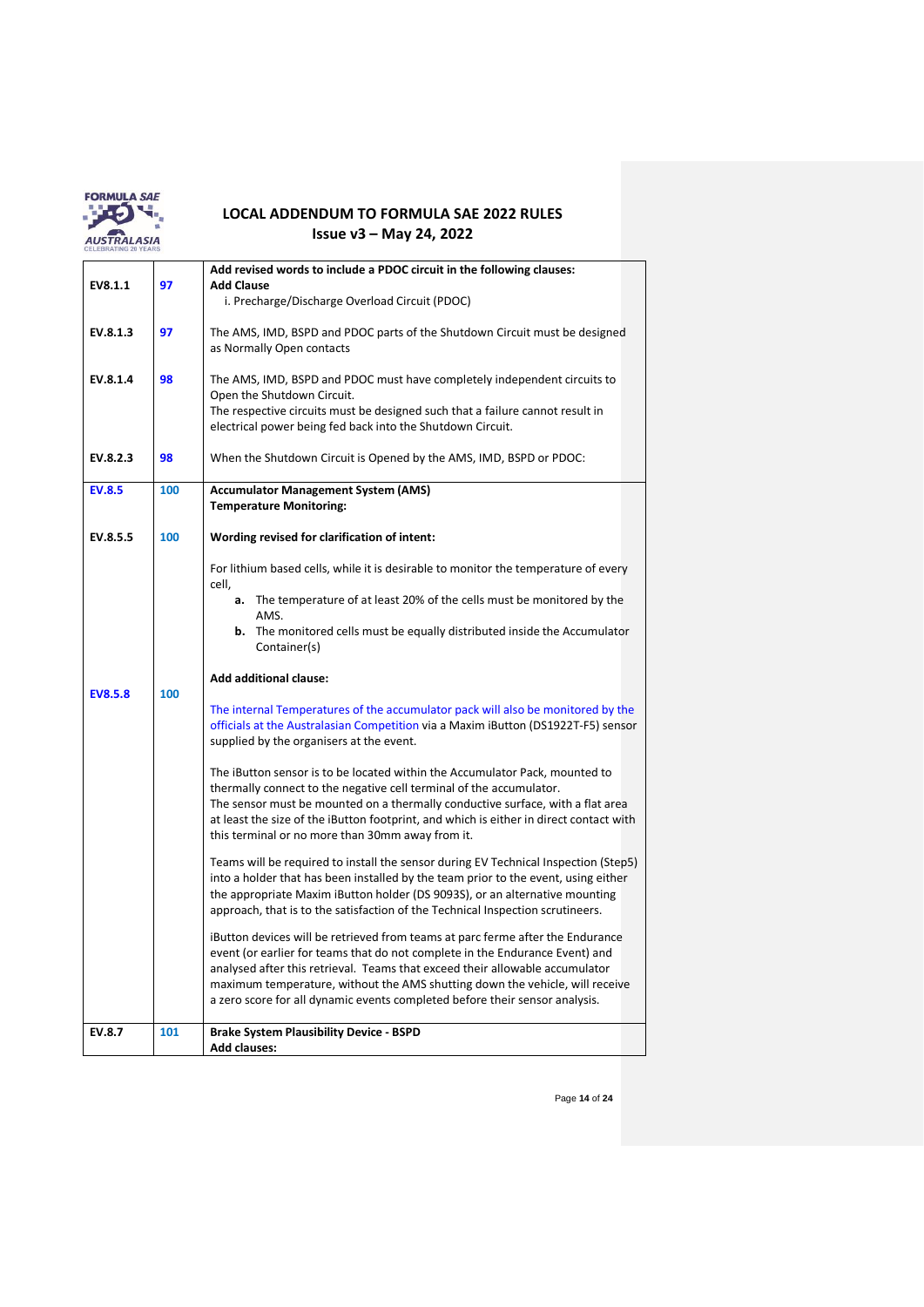| | | |
|---|---|---|
| EV8.1.1 | 97 | **Add revised words to include a PDOC circuit in the following clauses:**<br>**Add Clause**<br>i. Precharge/Discharge Overload Circuit (PDOC) |
| EV.8.1.3 | 97 | The AMS, IMD, BSPD and PDOC parts of the Shutdown Circuit must be designed as Normally Open contacts |
| EV.8.1.4 | 98 | The AMS, IMD, BSPD and PDOC must have completely independent circuits to Open the Shutdown Circuit.<br>The respective circuits must be designed such that a failure cannot result in electrical power being fed back into the Shutdown Circuit. |
| EV.8.2.3 | 98 | When the Shutdown Circuit is Opened by the AMS, IMD, BSPD or PDOC: |
| EV.8.5 | 100 | **Accumulator Management System (AMS)**<br>**Temperature Monitoring:** |
| EV.8.5.5 | 100 | **Wording revised for clarification of intent:**<br><br>For lithium based cells, while it is desirable to monitor the temperature of every cell,<br>**a.** The temperature of at least 20% of the cells must be monitored by the AMS.<br>**b.** The monitored cells must be equally distributed inside the Accumulator Container(s)<br><br>**Add additional clause:** |
| EV8.5.8 | 100 | The internal Temperatures of the accumulator pack will also be monitored by the officials at the Australasian Competition via a Maxim iButton (DS1922T-F5) sensor supplied by the organisers at the event.<br><br>The iButton sensor is to be located within the Accumulator Pack, mounted to thermally connect to the negative cell terminal of the accumulator.<br>The sensor must be mounted on a thermally conductive surface, with a flat area at least the size of the iButton footprint, and which is either in direct contact with this terminal or no more than 30mm away from it.<br><br>Teams will be required to install the sensor during EV Technical Inspection (Step5) into a holder that has been installed by the team prior to the event, using either the appropriate Maxim iButton holder (DS 9093S), or an alternative mounting approach, that is to the satisfaction of the Technical Inspection scrutineers.<br><br>iButton devices will be retrieved from teams at parc ferme after the Endurance event (or earlier for teams that do not complete in the Endurance Event) and analysed after this retrieval. Teams that exceed their allowable accumulator maximum temperature, without the AMS shutting down the vehicle, will receive a zero score for all dynamic events completed before their sensor analysis. |
| EV.8.7 | 101 | **Brake System Plausibility Device - BSPD**<br>**Add clauses:** |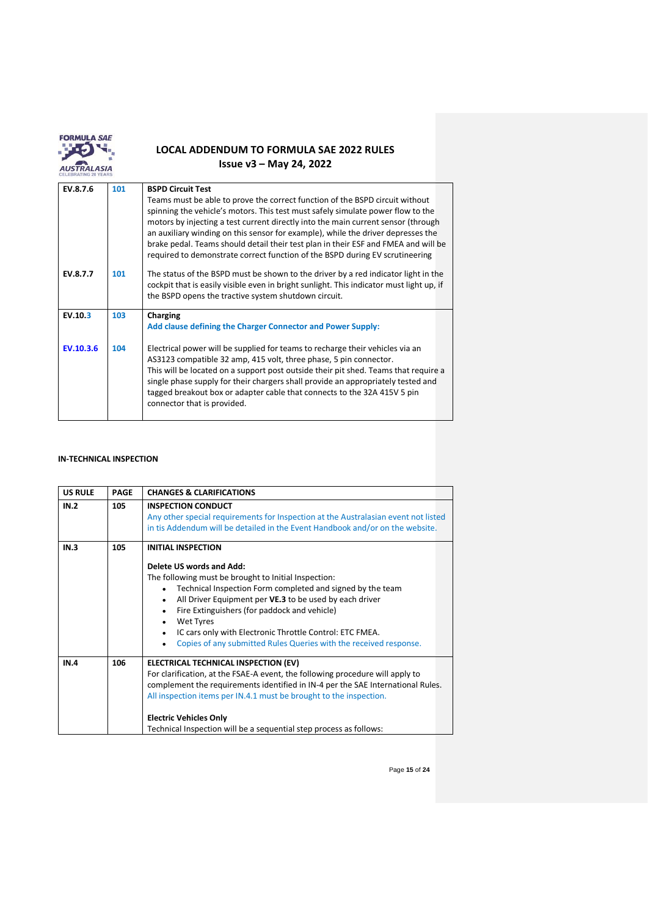# LOCAL ADDENDUM TO FORMULA SAE 2022 RULES

**Issue v3 – May 24, 2022**

| | | |
|---|---|---|
| **EV.8.7.6** | 101 | **BSPD Circuit Test**<br>Teams must be able to prove the correct function of the BSPD circuit without spinning the vehicle's motors. This test must safely simulate power flow to the motors by injecting a test current directly into the main current sensor (through an auxiliary winding on this sensor for example), while the driver depresses the brake pedal. Teams should detail their test plan in their ESF and FMEA and will be required to demonstrate correct function of the BSPD during EV scrutineering |
| **EV.8.7.7** | 101 | The status of the BSPD must be shown to the driver by a red indicator light in the cockpit that is easily visible even in bright sunlight. This indicator must light up, if the BSPD opens the tractive system shutdown circuit. |
| **EV.10.3** | 103 | **Charging**<br>**Add clause defining the Charger Connector and Power Supply:** |
| **EV.10.3.6** | 104 | Electrical power will be supplied for teams to recharge their vehicles via an AS3123 compatible 32 amp, 415 volt, three phase, 5 pin connector.<br>This will be located on a support post outside their pit shed. Teams that require a single phase supply for their chargers shall provide an appropriately tested and tagged breakout box or adapter cable that connects to the 32A 415V 5 pin connector that is provided. |

**IN-TECHNICAL INSPECTION**

| US RULE | PAGE | CHANGES & CLARIFICATIONS |
|---|---|---|
| **IN.2** | 105 | **INSPECTION CONDUCT**<br>Any other special requirements for Inspection at the Australasian event not listed in tis Addendum will be detailed in the Event Handbook and/or on the website. |
| **IN.3** | 105 | **INITIAL INSPECTION**<br><br>**Delete US words and Add:**<br>The following must be brought to Initial Inspection:<br>• Technical Inspection Form completed and signed by the team<br>• All Driver Equipment per **VE.3** to be used by each driver<br>• Fire Extinguishers (for paddock and vehicle)<br>• Wet Tyres<br>• IC cars only with Electronic Throttle Control: ETC FMEA.<br>• Copies of any submitted Rules Queries with the received response. |
| **IN.4** | 106 | **ELECTRICAL TECHNICAL INSPECTION (EV)**<br>For clarification, at the FSAE-A event, the following procedure will apply to complement the requirements identified in IN-4 per the SAE International Rules. All inspection items per IN.4.1 must be brought to the inspection.<br><br>**Electric Vehicles Only**<br>Technical Inspection will be a sequential step process as follows: |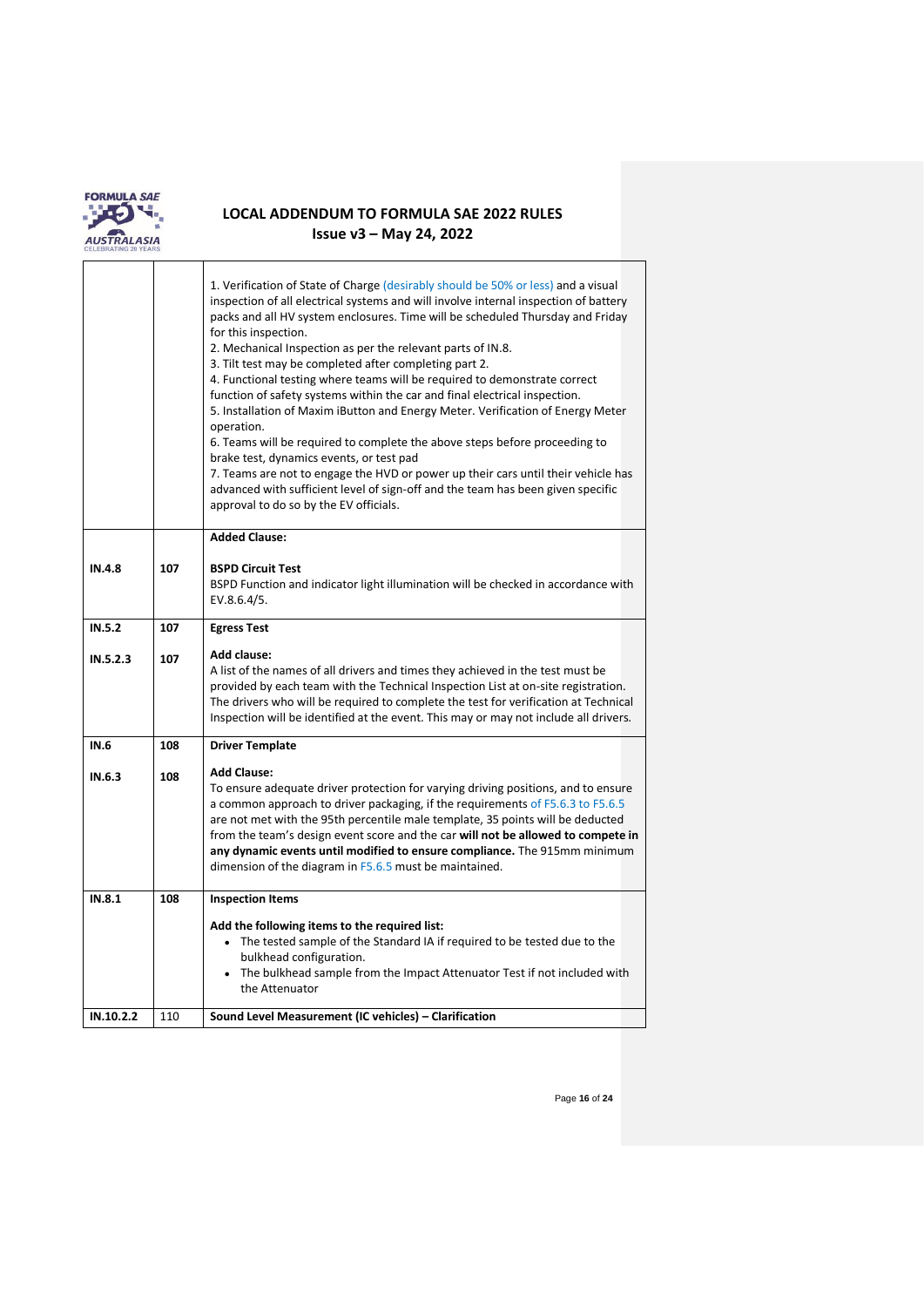| | | |
|---|---|---|
| | | 1. Verification of State of Charge (desirably should be 50% or less) and a visual inspection of all electrical systems and will involve internal inspection of battery packs and all HV system enclosures. Time will be scheduled Thursday and Friday for this inspection.<br>2. Mechanical Inspection as per the relevant parts of IN.8.<br>3. Tilt test may be completed after completing part 2.<br>4. Functional testing where teams will be required to demonstrate correct function of safety systems within the car and final electrical inspection.<br>5. Installation of Maxim iButton and Energy Meter. Verification of Energy Meter operation.<br>6. Teams will be required to complete the above steps before proceeding to brake test, dynamics events, or test pad<br>7. Teams are not to engage the HVD or power up their cars until their vehicle has advanced with sufficient level of sign-off and the team has been given specific approval to do so by the EV officials. |
| **IN.4.8** | **107** | **Added Clause:**<br><br>**BSPD Circuit Test**<br>BSPD Function and indicator light illumination will be checked in accordance with EV.8.6.4/5. |
| **IN.5.2**<br><br>**IN.5.2.3** | **107**<br><br>**107** | **Egress Test**<br><br>**Add clause:**<br>A list of the names of all drivers and times they achieved in the test must be provided by each team with the Technical Inspection List at on-site registration. The drivers who will be required to complete the test for verification at Technical Inspection will be identified at the event. This may or may not include all drivers. |
| **IN.6**<br><br>**IN.6.3** | **108**<br><br>**108** | **Driver Template**<br><br>**Add Clause:**<br>To ensure adequate driver protection for varying driving positions, and to ensure a common approach to driver packaging, if the requirements of F5.6.3 to F5.6.5 are not met with the 95th percentile male template, 35 points will be deducted from the team's design event score and the car **will not be allowed to compete in any dynamic events until modified to ensure compliance.** The 915mm minimum dimension of the diagram in F5.6.5 must be maintained. |
| **IN.8.1** | **108** | **Inspection Items**<br><br>**Add the following items to the required list:**<br>• The tested sample of the Standard IA if required to be tested due to the bulkhead configuration.<br>• The bulkhead sample from the Impact Attenuator Test if not included with the Attenuator |
| **IN.10.2.2** | 110 | **Sound Level Measurement (IC vehicles) – Clarification** |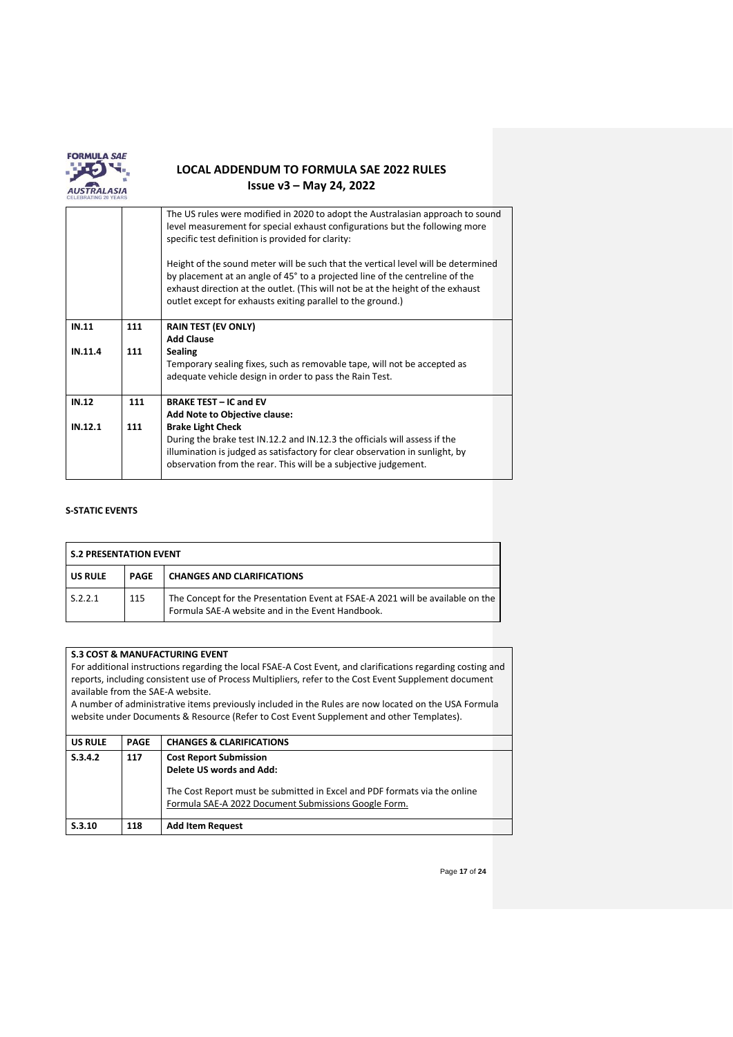| | | |
|---|---|---|
| | | The US rules were modified in 2020 to adopt the Australasian approach to sound level measurement for special exhaust configurations but the following more specific test definition is provided for clarity:<br><br>Height of the sound meter will be such that the vertical level will be determined by placement at an angle of 45° to a projected line of the centreline of the exhaust direction at the outlet. (This will not be at the height of the exhaust outlet except for exhausts exiting parallel to the ground.) |
| **IN.11**<br><br>**IN.11.4** | **111**<br><br>**111** | **RAIN TEST (EV ONLY)**<br>**Add Clause**<br>**Sealing**<br>Temporary sealing fixes, such as removable tape, will not be accepted as adequate vehicle design in order to pass the Rain Test. |
| **IN.12**<br><br>**IN.12.1** | **111**<br><br>**111** | **BRAKE TEST – IC and EV**<br>**Add Note to Objective clause:**<br>**Brake Light Check**<br>During the brake test IN.12.2 and IN.12.3 the officials will assess if the illumination is judged as satisfactory for clear observation in sunlight, by observation from the rear. This will be a subjective judgement. |

**S-STATIC EVENTS**

| **S.2 PRESENTATION EVENT** | | |
|---|---|---|
| **US RULE** | **PAGE** | **CHANGES AND CLARIFICATIONS** |
| S.2.2.1 | 115 | The Concept for the Presentation Event at FSAE-A 2021 will be available on the Formula SAE-A website and in the Event Handbook. |

**S.3 COST & MANUFACTURING EVENT**

For additional instructions regarding the local FSAE-A Cost Event, and clarifications regarding costing and reports, including consistent use of Process Multipliers, refer to the Cost Event Supplement document available from the SAE-A website.

A number of administrative items previously included in the Rules are now located on the USA Formula website under Documents & Resource (Refer to Cost Event Supplement and other Templates).

| **US RULE** | **PAGE** | **CHANGES & CLARIFICATIONS** |
|---|---|---|
| **S.3.4.2** | **117** | **Cost Report Submission**<br>**Delete US words and Add:**<br><br>The Cost Report must be submitted in Excel and PDF formats via the online Formula SAE-A 2022 Document Submissions Google Form. |
| **S.3.10** | **118** | **Add Item Request** |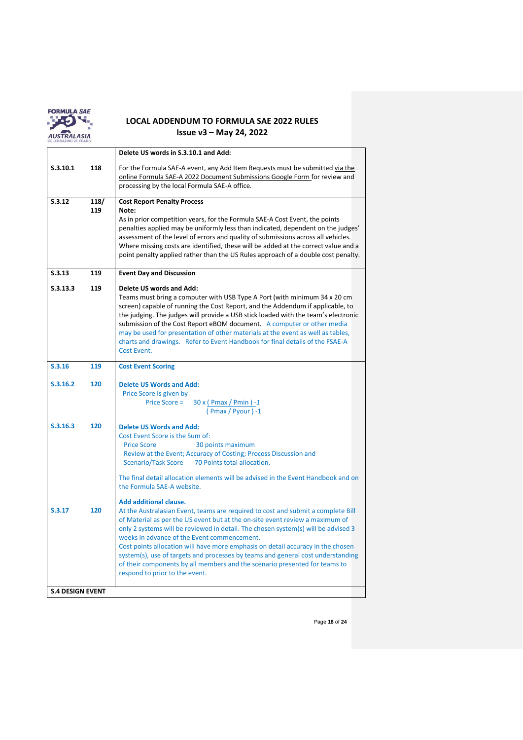| | | |
|---|---|---|
| S.3.10.1 | 118 | **Delete US words in S.3.10.1 and Add:**<br><br>For the Formula SAE-A event, any Add Item Requests must be submitted via the online Formula SAE-A 2022 Document Submissions Google Form for review and processing by the local Formula SAE-A office. |
| S.3.12 | 118/ 119 | **Cost Report Penalty Process**<br>**Note:**<br>As in prior competition years, for the Formula SAE-A Cost Event, the points penalties applied may be uniformly less than indicated, dependent on the judges' assessment of the level of errors and quality of submissions across all vehicles. Where missing costs are identified, these will be added at the correct value and a point penalty applied rather than the US Rules approach of a double cost penalty. |
| S.3.13<br><br>S.3.13.3 | 119<br><br>119 | **Event Day and Discussion**<br><br>**Delete US words and Add:**<br>Teams must bring a computer with USB Type A Port (with minimum 34 x 20 cm screen) capable of running the Cost Report, and the Addendum if applicable, to the judging. The judges will provide a USB stick loaded with the team's electronic submission of the Cost Report eBOM document. A computer or other media may be used for presentation of other materials at the event as well as tables, charts and drawings. Refer to Event Handbook for final details of the FSAE-A Cost Event. |
| S.3.16<br><br>S.3.16.2<br><br><br><br>S.3.16.3<br><br><br><br><br><br><br><br>S.3.17 | 119<br><br>120<br><br><br><br>120<br><br><br><br><br><br><br><br>120 | **Cost Event Scoring**<br><br>**Delete US Words and Add:**<br>Price Score is given by<br>$$\text{Price Score} = 30 \times \frac{(P_{max} / P_{min}) - 1}{(P_{max} / P_{your}) - 1}$$<br>**Delete US Words and Add:**<br>Cost Event Score is the Sum of:<br>Price Score 30 points maximum<br>Review at the Event; Accuracy of Costing; Process Discussion and Scenario/Task Score 70 Points total allocation.<br><br>The final detail allocation elements will be advised in the Event Handbook and on the Formula SAE-A website.<br><br>**Add additional clause.**<br>At the Australasian Event, teams are required to cost and submit a complete Bill of Material as per the US event but at the on-site event review a maximum of only 2 systems will be reviewed in detail. The chosen system(s) will be advised 3 weeks in advance of the Event commencement.<br>Cost points allocation will have more emphasis on detail accuracy in the chosen system(s), use of targets and processes by teams and general cost understanding of their components by all members and the scenario presented for teams to respond to prior to the event. |
| **S.4 DESIGN EVENT** | | |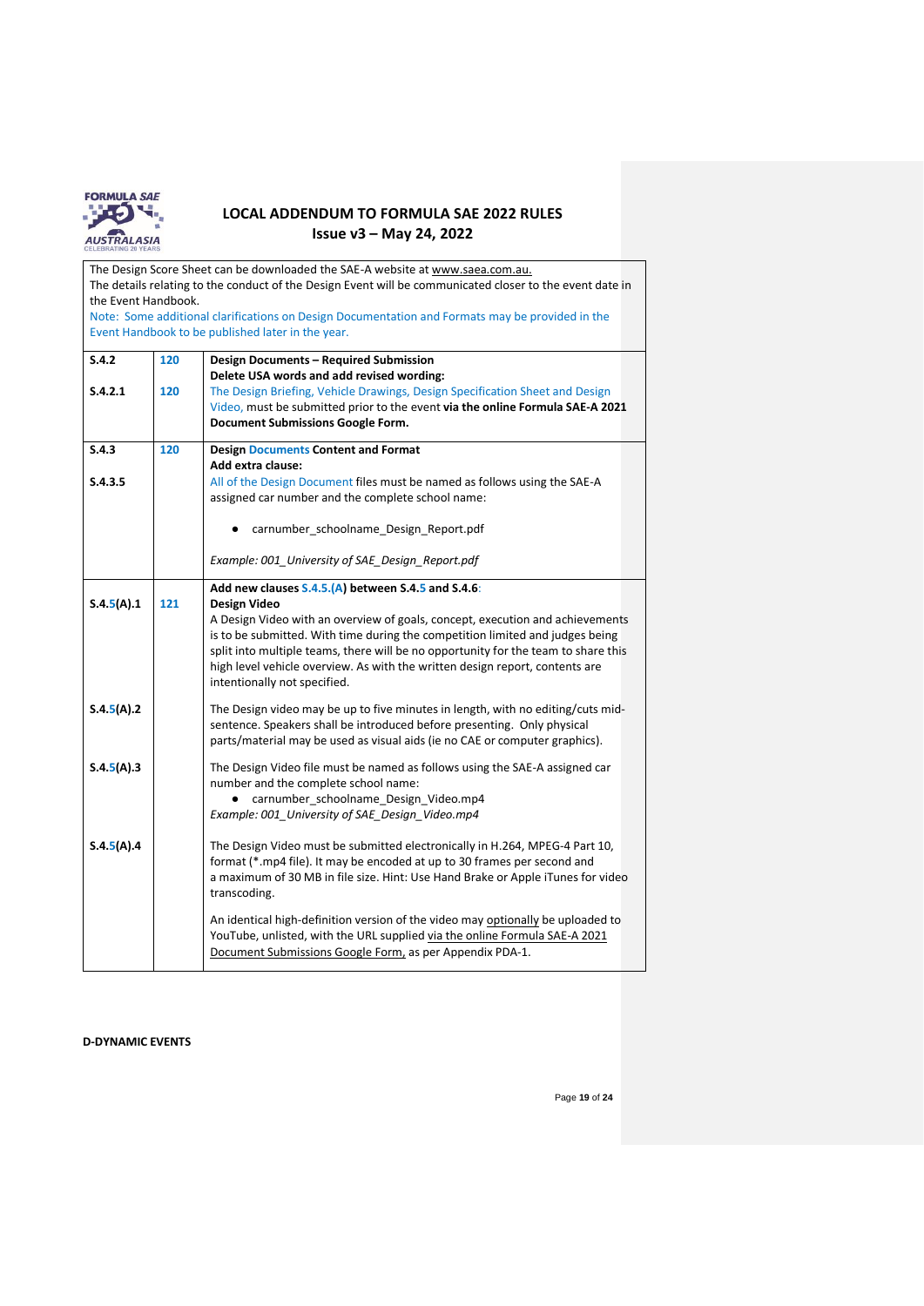| | | |
|---|---|---|
| | | The Design Score Sheet can be downloaded the SAE-A website at www.saea.com.au.<br>The details relating to the conduct of the Design Event will be communicated closer to the event date in the Event Handbook.<br>Note: Some additional clarifications on Design Documentation and Formats may be provided in the Event Handbook to be published later in the year. |
| **S.4.2**<br><br>**S.4.2.1** | **120**<br><br>**120** | **Design Documents – Required Submission**<br>**Delete USA words and add revised wording:**<br>The Design Briefing, Vehicle Drawings, Design Specification Sheet and Design Video, must be submitted prior to the event **via the online Formula SAE-A 2021 Document Submissions Google Form.** |
| **S.4.3**<br><br>**S.4.3.5** | **120** | **Design Documents Content and Format**<br>**Add extra clause:**<br>All of the Design Document files must be named as follows using the SAE-A assigned car number and the complete school name:<br>• carnumber_schoolname_Design_Report.pdf<br>*Example: 001_University of SAE_Design_Report.pdf* |
| **S.4.5(A).1** | **121** | **Add new clauses S.4.5.(A) between S.4.5 and S.4.6:**<br>**Design Video**<br>A Design Video with an overview of goals, concept, execution and achievements is to be submitted. With time during the competition limited and judges being split into multiple teams, there will be no opportunity for the team to share this high level vehicle overview. As with the written design report, contents are intentionally not specified. |
| **S.4.5(A).2** | | The Design video may be up to five minutes in length, with no editing/cuts mid-sentence. Speakers shall be introduced before presenting. Only physical parts/material may be used as visual aids (ie no CAE or computer graphics). |
| **S.4.5(A).3** | | The Design Video file must be named as follows using the SAE-A assigned car number and the complete school name:<br>• carnumber_schoolname_Design_Video.mp4<br>*Example: 001_University of SAE_Design_Video.mp4* |
| **S.4.5(A).4** | | The Design Video must be submitted electronically in H.264, MPEG-4 Part 10, format (*.mp4 file). It may be encoded at up to 30 frames per second and a maximum of 30 MB in file size. Hint: Use Hand Brake or Apple iTunes for video transcoding.<br><br>An identical high-definition version of the video may optionally be uploaded to YouTube, unlisted, with the URL supplied via the online Formula SAE-A 2021 Document Submissions Google Form, as per Appendix PDA-1. |

**D-DYNAMIC EVENTS**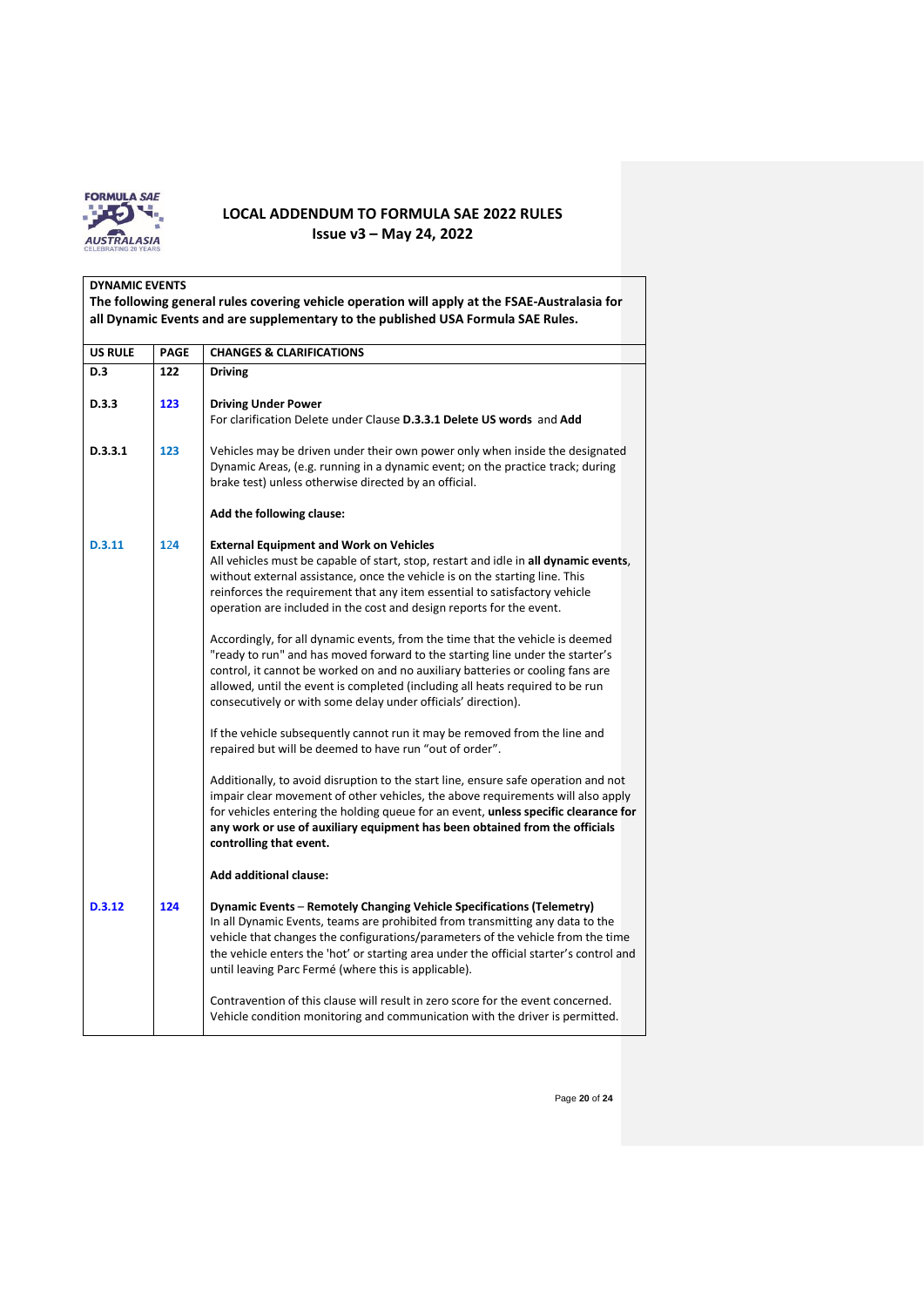# LOCAL ADDENDUM TO FORMULA SAE 2022 RULES

**Issue v3 – May 24, 2022**

**DYNAMIC EVENTS**

**The following general rules covering vehicle operation will apply at the FSAE-Australasia for all Dynamic Events and are supplementary to the published USA Formula SAE Rules.**

| US RULE | PAGE | CHANGES & CLARIFICATIONS |
|---|---|---|
| **D.3** | **122** | **Driving** |
| **D.3.3** | **123** | **Driving Under Power**<br>For clarification Delete under Clause **D.3.3.1 Delete US words** and **Add** |
| **D.3.3.1** | **123** | Vehicles may be driven under their own power only when inside the designated Dynamic Areas, (e.g. running in a dynamic event; on the practice track; during brake test) unless otherwise directed by an official.<br><br>**Add the following clause:** |
| **D.3.11** | **124** | **External Equipment and Work on Vehicles**<br>All vehicles must be capable of start, stop, restart and idle in **all dynamic events**, without external assistance, once the vehicle is on the starting line. This reinforces the requirement that any item essential to satisfactory vehicle operation are included in the cost and design reports for the event.<br><br>Accordingly, for all dynamic events, from the time that the vehicle is deemed "ready to run" and has moved forward to the starting line under the starter's control, it cannot be worked on and no auxiliary batteries or cooling fans are allowed, until the event is completed (including all heats required to be run consecutively or with some delay under officials' direction).<br><br>If the vehicle subsequently cannot run it may be removed from the line and repaired but will be deemed to have run "out of order".<br><br>Additionally, to avoid disruption to the start line, ensure safe operation and not impair clear movement of other vehicles, the above requirements will also apply for vehicles entering the holding queue for an event, **unless specific clearance for any work or use of auxiliary equipment has been obtained from the officials controlling that event.**<br><br>**Add additional clause:** |
| **D.3.12** | **124** | **Dynamic Events – Remotely Changing Vehicle Specifications (Telemetry)**<br>In all Dynamic Events, teams are prohibited from transmitting any data to the vehicle that changes the configurations/parameters of the vehicle from the time the vehicle enters the 'hot' or starting area under the official starter's control and until leaving Parc Fermé (where this is applicable).<br><br>Contravention of this clause will result in zero score for the event concerned. Vehicle condition monitoring and communication with the driver is permitted. |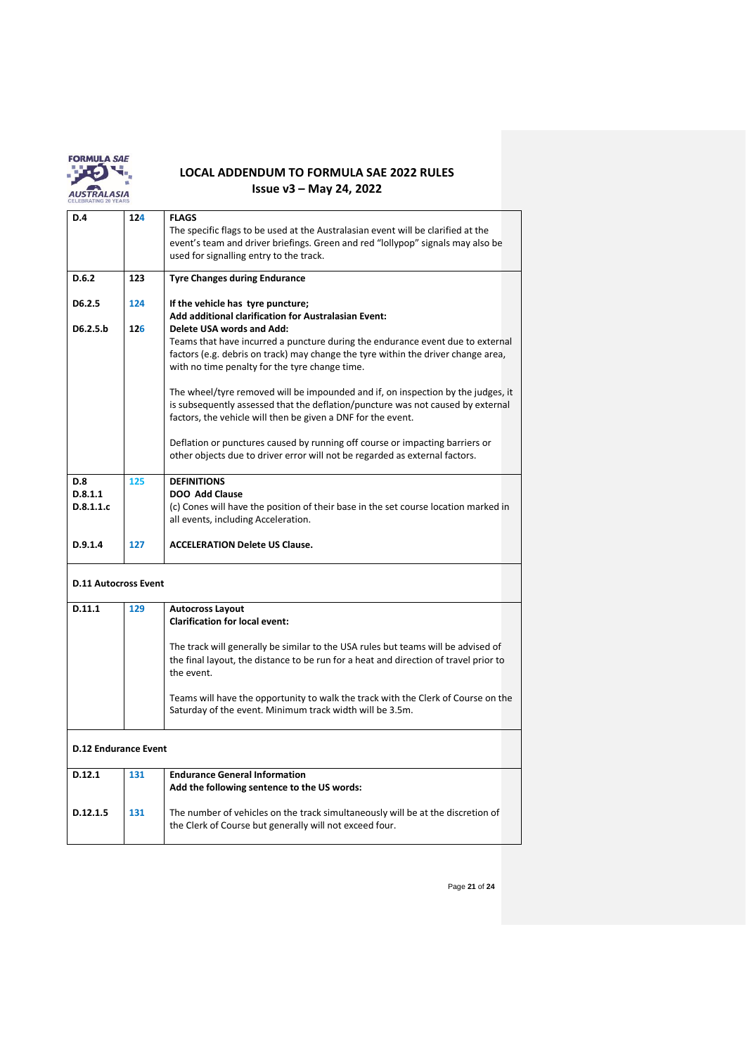| | | |
|---|---|---|
| **D.4** | **124** | **FLAGS**<br>The specific flags to be used at the Australasian event will be clarified at the event's team and driver briefings. Green and red "lollypop" signals may also be used for signalling entry to the track. |
| **D.6.2**<br><br>**D6.2.5**<br><br>**D6.2.5.b** | **123**<br><br>**124**<br><br>**126** | **Tyre Changes during Endurance**<br><br>**If the vehicle has tyre puncture;**<br>**Add additional clarification for Australasian Event:**<br>**Delete USA words and Add:**<br>Teams that have incurred a puncture during the endurance event due to external factors (e.g. debris on track) may change the tyre within the driver change area, with no time penalty for the tyre change time.<br><br>The wheel/tyre removed will be impounded and if, on inspection by the judges, it is subsequently assessed that the deflation/puncture was not caused by external factors, the vehicle will then be given a DNF for the event.<br><br>Deflation or punctures caused by running off course or impacting barriers or other objects due to driver error will not be regarded as external factors. |
| **D.8**<br>**D.8.1.1**<br>**D.8.1.1.c**<br><br>**D.9.1.4** | **125**<br><br><br><br>**127** | **DEFINITIONS**<br>**DOO Add Clause**<br>(c) Cones will have the position of their base in the set course location marked in all events, including Acceleration.<br><br>**ACCELERATION Delete US Clause.** |
| **D.11 Autocross Event** | | |
| **D.11.1** | **129** | **Autocross Layout**<br>**Clarification for local event:**<br><br>The track will generally be similar to the USA rules but teams will be advised of the final layout, the distance to be run for a heat and direction of travel prior to the event.<br><br>Teams will have the opportunity to walk the track with the Clerk of Course on the Saturday of the event. Minimum track width will be 3.5m. |
| **D.12 Endurance Event** | | |
| **D.12.1**<br><br>**D.12.1.5** | **131**<br><br>**131** | **Endurance General Information**<br>**Add the following sentence to the US words:**<br><br>The number of vehicles on the track simultaneously will be at the discretion of the Clerk of Course but generally will not exceed four. |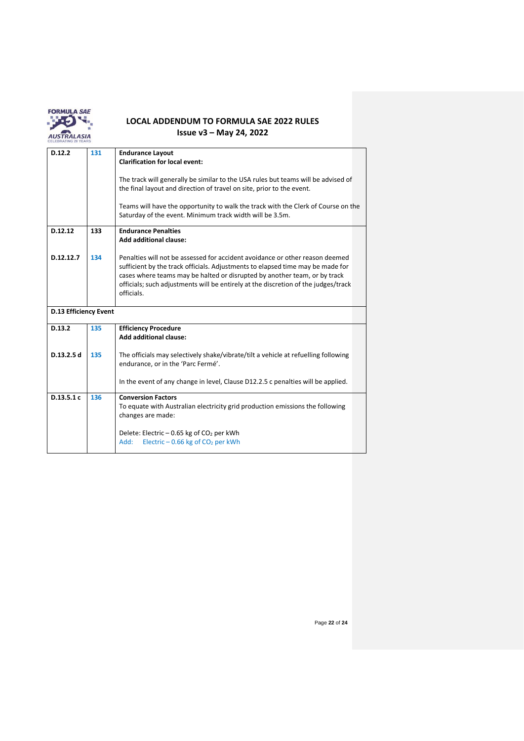| D.12.2 | 131 | **Endurance Layout**<br>**Clarification for local event:**<br><br>The track will generally be similar to the USA rules but teams will be advised of the final layout and direction of travel on site, prior to the event.<br><br>Teams will have the opportunity to walk the track with the Clerk of Course on the Saturday of the event. Minimum track width will be 3.5m. |
|---|---|---|
| D.12.12<br><br>D.12.12.7 | 133<br><br>134 | **Endurance Penalties**<br>**Add additional clause:**<br><br>Penalties will not be assessed for accident avoidance or other reason deemed sufficient by the track officials. Adjustments to elapsed time may be made for cases where teams may be halted or disrupted by another team, or by track officials; such adjustments will be entirely at the discretion of the judges/track officials. |
| **D.13 Efficiency Event** | | |
| D.13.2<br><br>D.13.2.5 d | 135<br><br>135 | **Efficiency Procedure**<br>**Add additional clause:**<br><br>The officials may selectively shake/vibrate/tilt a vehicle at refuelling following endurance, or in the 'Parc Fermé'.<br><br>In the event of any change in level, Clause D12.2.5 c penalties will be applied. |
| D.13.5.1 c | 136 | **Conversion Factors**<br>To equate with Australian electricity grid production emissions the following changes are made:<br><br>Delete: Electric – 0.65 kg of $CO_2$ per kWh<br>Add: Electric – 0.66 kg of $CO_2$ per kWh |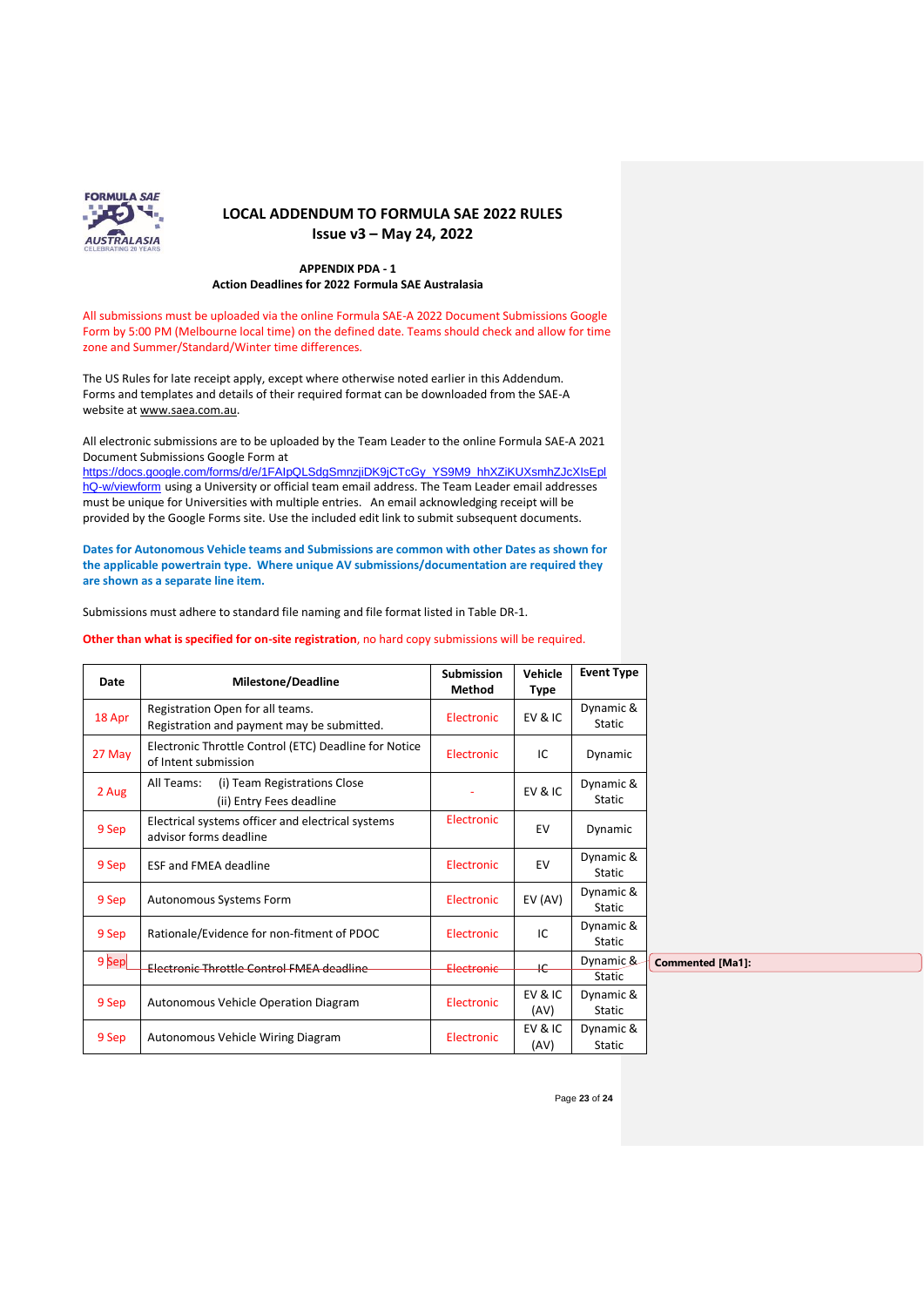# LOCAL ADDENDUM TO FORMULA SAE 2022 RULES
## Issue v3 – May 24, 2022

**APPENDIX PDA - 1**
**Action Deadlines for 2022 Formula SAE Australasia**

All submissions must be uploaded via the online Formula SAE-A 2022 Document Submissions Google Form by 5:00 PM (Melbourne local time) on the defined date. Teams should check and allow for time zone and Summer/Standard/Winter time differences.

The US Rules for late receipt apply, except where otherwise noted earlier in this Addendum. Forms and templates and details of their required format can be downloaded from the SAE-A website at www.saea.com.au.

All electronic submissions are to be uploaded by the Team Leader to the online Formula SAE-A 2021 Document Submissions Google Form at https://docs.google.com/forms/d/e/1FAIpQLSdgSmnzjiDK9jCTcGy_YS9M9_hhXZiKUXsmhZJcXIsEplhQ-w/viewform using a University or official team email address. The Team Leader email addresses must be unique for Universities with multiple entries. An email acknowledging receipt will be provided by the Google Forms site. Use the included edit link to submit subsequent documents.

**Dates for Autonomous Vehicle teams and Submissions are common with other Dates as shown for the applicable powertrain type. Where unique AV submissions/documentation are required they are shown as a separate line item.**

Submissions must adhere to standard file naming and file format listed in Table DR-1.

**Other than what is specified for on-site registration**, no hard copy submissions will be required.

| Date | Milestone/Deadline | Submission Method | Vehicle Type | Event Type |
|---|---|---|---|---|
| 18 Apr | Registration Open for all teams.<br>Registration and payment may be submitted. | Electronic | EV & IC | Dynamic & Static |
| 27 May | Electronic Throttle Control (ETC) Deadline for Notice of Intent submission | Electronic | IC | Dynamic |
| 2 Aug | All Teams: (i) Team Registrations Close<br>(ii) Entry Fees deadline | - | EV & IC | Dynamic & Static |
| 9 Sep | Electrical systems officer and electrical systems advisor forms deadline | Electronic | EV | Dynamic |
| 9 Sep | ESF and FMEA deadline | Electronic | EV | Dynamic & Static |
| 9 Sep | Autonomous Systems Form | Electronic | EV (AV) | Dynamic & Static |
| 9 Sep | Rationale/Evidence for non-fitment of PDOC | Electronic | IC | Dynamic & Static |
| 9 Sep | ~~Electronic Throttle Control FMEA deadline~~ | ~~Electronic~~ | ~~IC~~ | Dynamic & Static |
| 9 Sep | Autonomous Vehicle Operation Diagram | Electronic | EV & IC (AV) | Dynamic & Static |
| 9 Sep | Autonomous Vehicle Wiring Diagram | Electronic | EV & IC (AV) | Dynamic & Static |

Commented [Ma1]: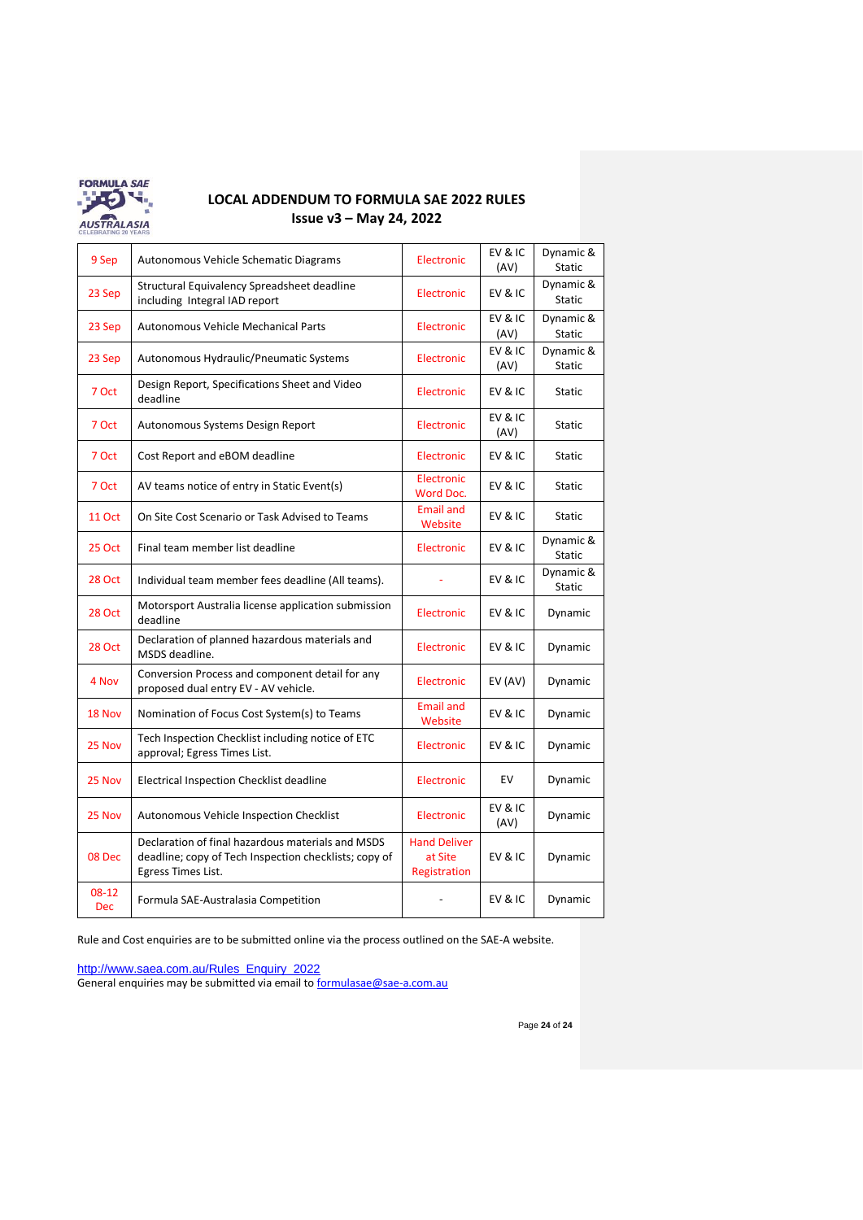# LOCAL ADDENDUM TO FORMULA SAE 2022 RULES

**Issue v3 – May 24, 2022**

| | | | | |
|---|---|---|---|---|
| 9 Sep | Autonomous Vehicle Schematic Diagrams | Electronic | EV & IC (AV) | Dynamic & Static |
| 23 Sep | Structural Equivalency Spreadsheet deadline including Integral IAD report | Electronic | EV & IC | Dynamic & Static |
| 23 Sep | Autonomous Vehicle Mechanical Parts | Electronic | EV & IC (AV) | Dynamic & Static |
| 23 Sep | Autonomous Hydraulic/Pneumatic Systems | Electronic | EV & IC (AV) | Dynamic & Static |
| 7 Oct | Design Report, Specifications Sheet and Video deadline | Electronic | EV & IC | Static |
| 7 Oct | Autonomous Systems Design Report | Electronic | EV & IC (AV) | Static |
| 7 Oct | Cost Report and eBOM deadline | Electronic | EV & IC | Static |
| 7 Oct | AV teams notice of entry in Static Event(s) | Electronic Word Doc. | EV & IC | Static |
| 11 Oct | On Site Cost Scenario or Task Advised to Teams | Email and Website | EV & IC | Static |
| 25 Oct | Final team member list deadline | Electronic | EV & IC | Dynamic & Static |
| 28 Oct | Individual team member fees deadline (All teams). | - | EV & IC | Dynamic & Static |
| 28 Oct | Motorsport Australia license application submission deadline | Electronic | EV & IC | Dynamic |
| 28 Oct | Declaration of planned hazardous materials and MSDS deadline. | Electronic | EV & IC | Dynamic |
| 4 Nov | Conversion Process and component detail for any proposed dual entry EV - AV vehicle. | Electronic | EV (AV) | Dynamic |
| 18 Nov | Nomination of Focus Cost System(s) to Teams | Email and Website | EV & IC | Dynamic |
| 25 Nov | Tech Inspection Checklist including notice of ETC approval; Egress Times List. | Electronic | EV & IC | Dynamic |
| 25 Nov | Electrical Inspection Checklist deadline | Electronic | EV | Dynamic |
| 25 Nov | Autonomous Vehicle Inspection Checklist | Electronic | EV & IC (AV) | Dynamic |
| 08 Dec | Declaration of final hazardous materials and MSDS deadline; copy of Tech Inspection checklists; copy of Egress Times List. | Hand Deliver at Site Registration | EV & IC | Dynamic |
| 08-12 Dec | Formula SAE-Australasia Competition | - | EV & IC | Dynamic |

Rule and Cost enquiries are to be submitted online via the process outlined on the SAE-A website.

http://www.saea.com.au/Rules_Enquiry_2022

General enquiries may be submitted via email to formulasae@sae-a.com.au